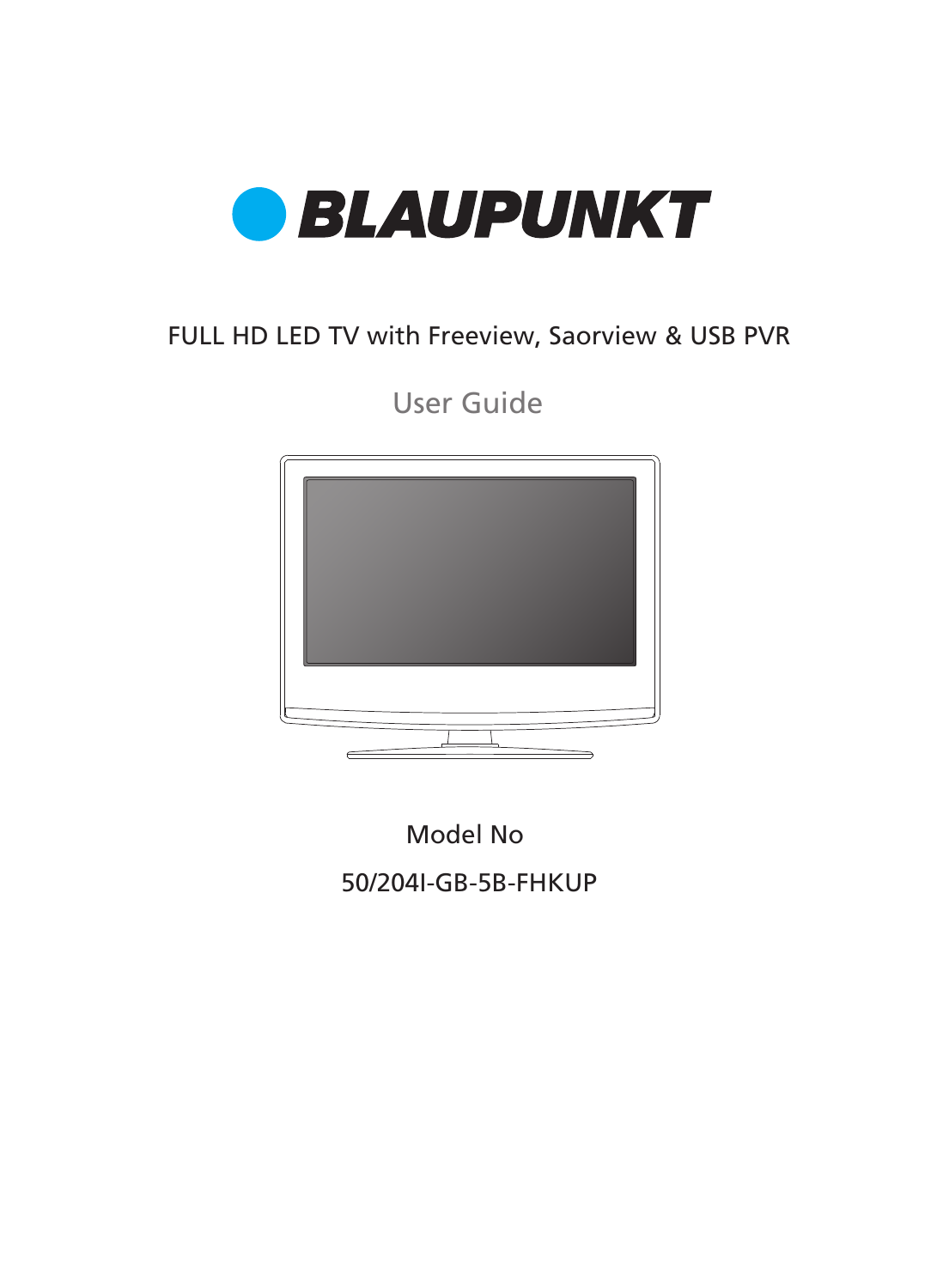# BLAUPUNKT

FULL HD LED TV with Freeview, Saorview & USB PVR

## User Guide

Model No

50/204I-GB-5B-FHKUP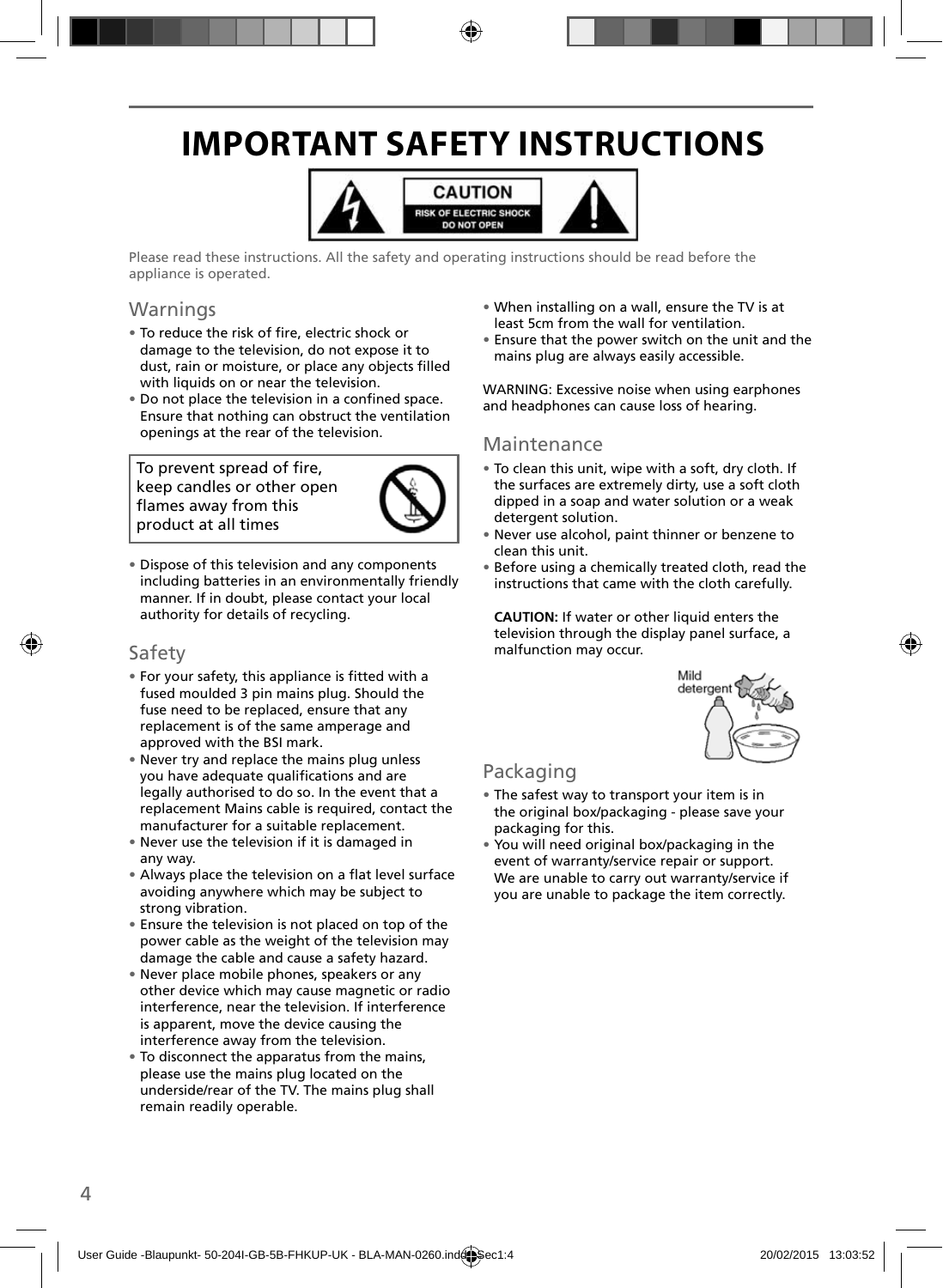# IMPORTANT SAFETY INSTRUCTIONS

CAUTION
RISK OF ELECTRIC SHOCK
DO NOT OPEN

Please read these instructions. All the safety and operating instructions should be read before the appliance is operated.

## Warnings

- To reduce the risk of fire, electric shock or damage to the television, do not expose it to dust, rain or moisture, or place any objects filled with liquids on or near the television.
- Do not place the television in a confined space. Ensure that nothing can obstruct the ventilation openings at the rear of the television.

To prevent spread of fire, keep candles or other open flames away from this product at all times

- Dispose of this television and any components including batteries in an environmentally friendly manner. If in doubt, please contact your local authority for details of recycling.

## Safety

- For your safety, this appliance is fitted with a fused moulded 3 pin mains plug. Should the fuse need to be replaced, ensure that any replacement is of the same amperage and approved with the BSI mark.
- Never try and replace the mains plug unless you have adequate qualifications and are legally authorised to do so. In the event that a replacement Mains cable is required, contact the manufacturer for a suitable replacement.
- Never use the television if it is damaged in any way.
- Always place the television on a flat level surface avoiding anywhere which may be subject to strong vibration.
- Ensure the television is not placed on top of the power cable as the weight of the television may damage the cable and cause a safety hazard.
- Never place mobile phones, speakers or any other device which may cause magnetic or radio interference, near the television. If interference is apparent, move the device causing the interference away from the television.
- To disconnect the apparatus from the mains, please use the mains plug located on the underside/rear of the TV. The mains plug shall remain readily operable.
- When installing on a wall, ensure the TV is at least 5cm from the wall for ventilation.
- Ensure that the power switch on the unit and the mains plug are always easily accessible.

WARNING: Excessive noise when using earphones and headphones can cause loss of hearing.

## Maintenance

- To clean this unit, wipe with a soft, dry cloth. If the surfaces are extremely dirty, use a soft cloth dipped in a soap and water solution or a weak detergent solution.
- Never use alcohol, paint thinner or benzene to clean this unit.
- Before using a chemically treated cloth, read the instructions that came with the cloth carefully.

**CAUTION:** If water or other liquid enters the television through the display panel surface, a malfunction may occur.

Mild detergent

## Packaging

- The safest way to transport your item is in the original box/packaging - please save your packaging for this.
- You will need original box/packaging in the event of warranty/service repair or support. We are unable to carry out warranty/service if you are unable to package the item correctly.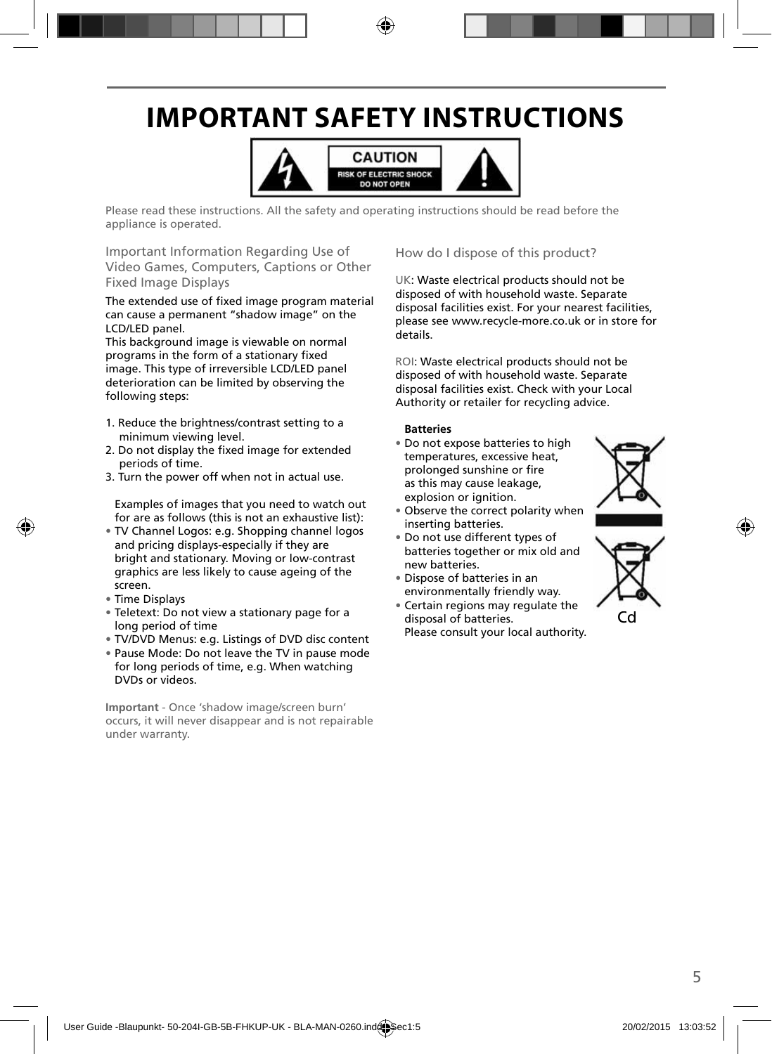# IMPORTANT SAFETY INSTRUCTIONS

CAUTION
RISK OF ELECTRIC SHOCK
DO NOT OPEN

Please read these instructions. All the safety and operating instructions should be read before the appliance is operated.

## Important Information Regarding Use of Video Games, Computers, Captions or Other Fixed Image Displays

The extended use of fixed image program material can cause a permanent "shadow image" on the LCD/LED panel.
This background image is viewable on normal programs in the form of a stationary fixed image. This type of irreversible LCD/LED panel deterioration can be limited by observing the following steps:

1. Reduce the brightness/contrast setting to a minimum viewing level.
2. Do not display the fixed image for extended periods of time.
3. Turn the power off when not in actual use.

Examples of images that you need to watch out for are as follows (this is not an exhaustive list):

- TV Channel Logos: e.g. Shopping channel logos and pricing displays-especially if they are bright and stationary. Moving or low-contrast graphics are less likely to cause ageing of the screen.
- Time Displays
- Teletext: Do not view a stationary page for a long period of time
- TV/DVD Menus: e.g. Listings of DVD disc content
- Pause Mode: Do not leave the TV in pause mode for long periods of time, e.g. When watching DVDs or videos.

**Important** - Once 'shadow image/screen burn' occurs, it will never disappear and is not repairable under warranty.

## How do I dispose of this product?

UK: Waste electrical products should not be disposed of with household waste. Separate disposal facilities exist. For your nearest facilities, please see www.recycle-more.co.uk or in store for details.

ROI: Waste electrical products should not be disposed of with household waste. Separate disposal facilities exist. Check with your Local Authority or retailer for recycling advice.

**Batteries**

- Do not expose batteries to high temperatures, excessive heat, prolonged sunshine or fire as this may cause leakage, explosion or ignition.
- Observe the correct polarity when inserting batteries.
- Do not use different types of batteries together or mix old and new batteries.
- Dispose of batteries in an environmentally friendly way.
- Certain regions may regulate the disposal of batteries. Please consult your local authority.

Cd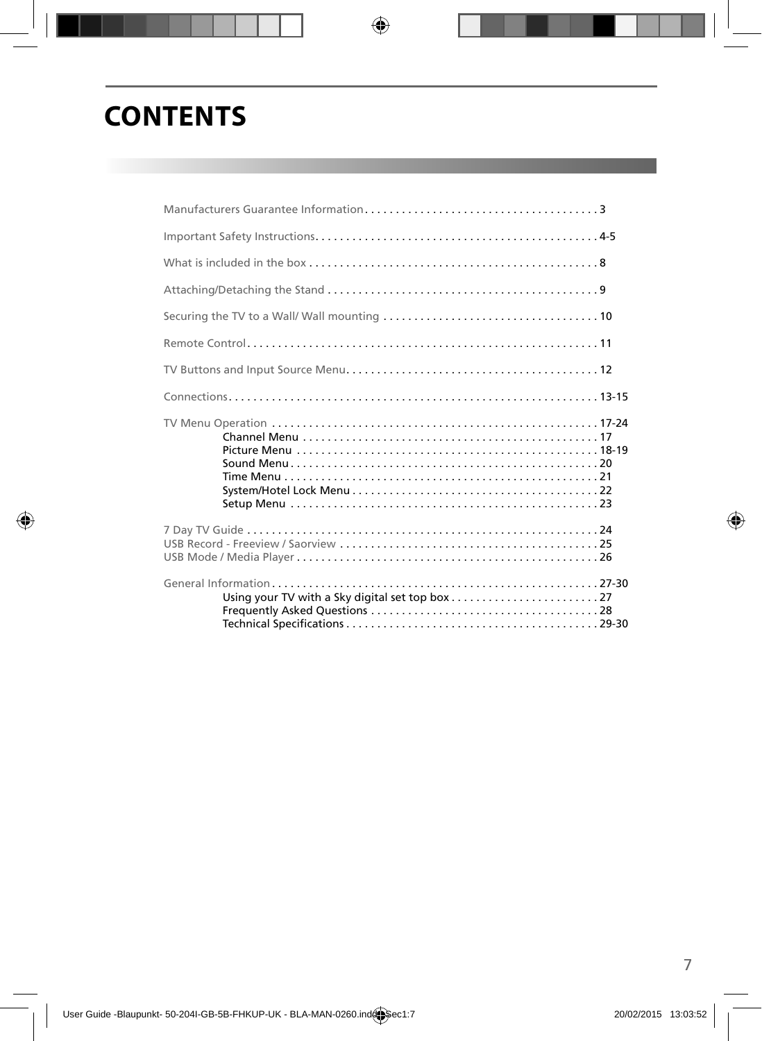# CONTENTS

Manufacturers Guarantee Information . . . . . . . . . . . . . . . . . . . . . . . . . . . . . . . . . . . . . . 3

Important Safety Instructions. . . . . . . . . . . . . . . . . . . . . . . . . . . . . . . . . . . . . . . . . . . . . . 4-5

What is included in the box . . . . . . . . . . . . . . . . . . . . . . . . . . . . . . . . . . . . . . . . . . . . . . . 8

Attaching/Detaching the Stand . . . . . . . . . . . . . . . . . . . . . . . . . . . . . . . . . . . . . . . . . . . . 9

Securing the TV to a Wall/ Wall mounting . . . . . . . . . . . . . . . . . . . . . . . . . . . . . . . . . . . 10

Remote Control . . . . . . . . . . . . . . . . . . . . . . . . . . . . . . . . . . . . . . . . . . . . . . . . . . . . . . . . . 11

TV Buttons and Input Source Menu. . . . . . . . . . . . . . . . . . . . . . . . . . . . . . . . . . . . . . . . . 12

Connections. . . . . . . . . . . . . . . . . . . . . . . . . . . . . . . . . . . . . . . . . . . . . . . . . . . . . . . . . . . . 13-15

TV Menu Operation . . . . . . . . . . . . . . . . . . . . . . . . . . . . . . . . . . . . . . . . . . . . . . . . . . . . . 17-24
- Channel Menu . . . . . . . . . . . . . . . . . . . . . . . . . . . . . . . . . . . . . . . . . . . . . . . . 17
- Picture Menu . . . . . . . . . . . . . . . . . . . . . . . . . . . . . . . . . . . . . . . . . . . . . . . . . 18-19
- Sound Menu . . . . . . . . . . . . . . . . . . . . . . . . . . . . . . . . . . . . . . . . . . . . . . . . . . 20
- Time Menu . . . . . . . . . . . . . . . . . . . . . . . . . . . . . . . . . . . . . . . . . . . . . . . . . . . 21
- System/Hotel Lock Menu . . . . . . . . . . . . . . . . . . . . . . . . . . . . . . . . . . . . . . . . 22
- Setup Menu . . . . . . . . . . . . . . . . . . . . . . . . . . . . . . . . . . . . . . . . . . . . . . . . . . 23

7 Day TV Guide . . . . . . . . . . . . . . . . . . . . . . . . . . . . . . . . . . . . . . . . . . . . . . . . . . . . . . . . . 24
USB Record - Freeview / Saorview . . . . . . . . . . . . . . . . . . . . . . . . . . . . . . . . . . . . . . . . . . 25
USB Mode / Media Player . . . . . . . . . . . . . . . . . . . . . . . . . . . . . . . . . . . . . . . . . . . . . . . . . 26

General Information . . . . . . . . . . . . . . . . . . . . . . . . . . . . . . . . . . . . . . . . . . . . . . . . . . . . . 27-30
- Using your TV with a Sky digital set top box . . . . . . . . . . . . . . . . . . . . . . . . 27
- Frequently Asked Questions . . . . . . . . . . . . . . . . . . . . . . . . . . . . . . . . . . . . . 28
- Technical Specifications . . . . . . . . . . . . . . . . . . . . . . . . . . . . . . . . . . . . . . . . . 29-30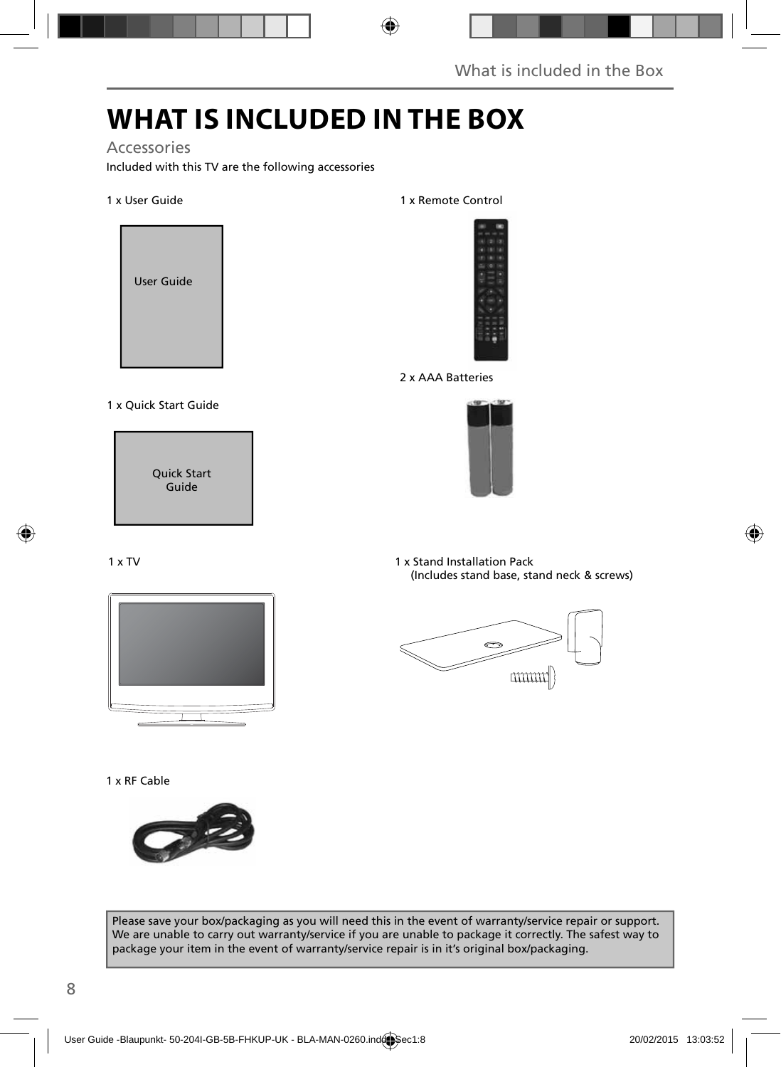# WHAT IS INCLUDED IN THE BOX

## Accessories

Included with this TV are the following accessories

1 x User Guide

User Guide

1 x Remote Control

2 x AAA Batteries

1 x Quick Start Guide

Quick Start Guide

1 x TV

1 x Stand Installation Pack
(Includes stand base, stand neck & screws)

1 x RF Cable

Please save your box/packaging as you will need this in the event of warranty/service repair or support. We are unable to carry out warranty/service if you are unable to package it correctly. The safest way to package your item in the event of warranty/service repair is in it's original box/packaging.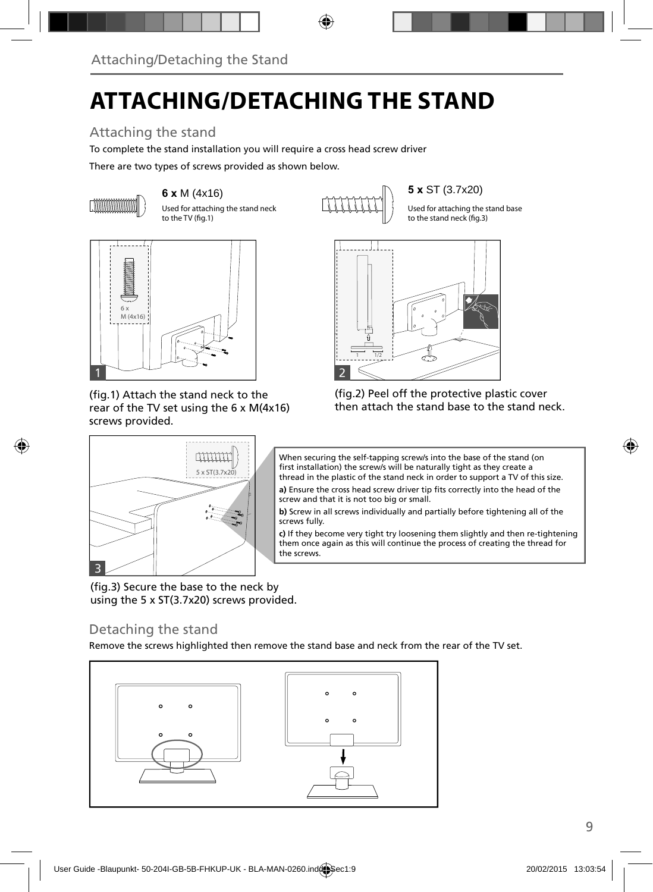# ATTACHING/DETACHING THE STAND

## Attaching the stand

To complete the stand installation you will require a cross head screw driver

There are two types of screws provided as shown below.

**6 x** M (4x16)

Used for attaching the stand neck to the TV (fig.1)

**5 x** ST (3.7x20)

Used for attaching the stand base to the stand neck (fig.3)

(fig.1) Attach the stand neck to the rear of the TV set using the 6 x M(4x16) screws provided.

(fig.2) Peel off the protective plastic cover then attach the stand base to the stand neck.

When securing the self-tapping screw/s into the base of the stand (on first installation) the screw/s will be naturally tight as they create a thread in the plastic of the stand neck in order to support a TV of this size.

**a)** Ensure the cross head screw driver tip fits correctly into the head of the screw and that it is not too big or small.

**b)** Screw in all screws individually and partially before tightening all of the screws fully.

**c)** If they become very tight try loosening them slightly and then re-tightening them once again as this will continue the process of creating the thread for the screws.

(fig.3) Secure the base to the neck by using the 5 x ST(3.7x20) screws provided.

## Detaching the stand

Remove the screws highlighted then remove the stand base and neck from the rear of the TV set.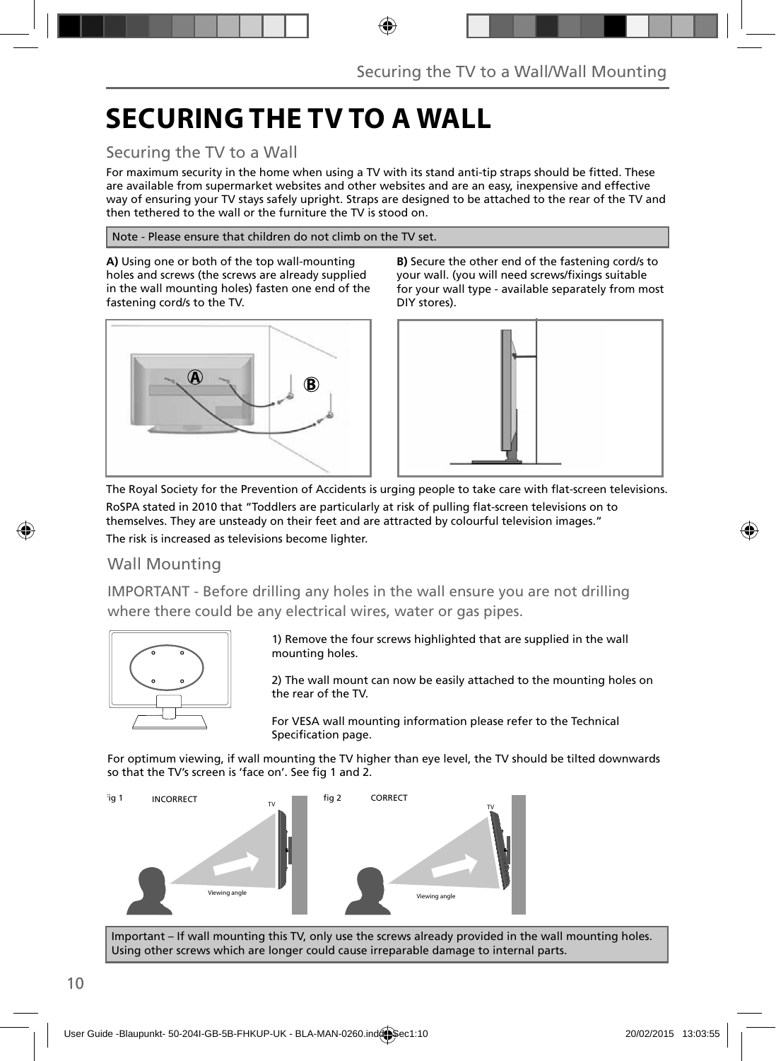# SECURING THE TV TO A WALL

## Securing the TV to a Wall

For maximum security in the home when using a TV with its stand anti-tip straps should be fitted. These are available from supermarket websites and other websites and are an easy, inexpensive and effective way of ensuring your TV stays safely upright. Straps are designed to be attached to the rear of the TV and then tethered to the wall or the furniture the TV is stood on.

Note - Please ensure that children do not climb on the TV set.

**A)** Using one or both of the top wall-mounting holes and screws (the screws are already supplied in the wall mounting holes) fasten one end of the fastening cord/s to the TV.

**B)** Secure the other end of the fastening cord/s to your wall. (you will need screws/fixings suitable for your wall type - available separately from most DIY stores).

The Royal Society for the Prevention of Accidents is urging people to take care with flat-screen televisions.

RoSPA stated in 2010 that "Toddlers are particularly at risk of pulling flat-screen televisions on to themselves. They are unsteady on their feet and are attracted by colourful television images."

The risk is increased as televisions become lighter.

## Wall Mounting

IMPORTANT - Before drilling any holes in the wall ensure you are not drilling where there could be any electrical wires, water or gas pipes.

1) Remove the four screws highlighted that are supplied in the wall mounting holes.

2) The wall mount can now be easily attached to the mounting holes on the rear of the TV.

For VESA wall mounting information please refer to the Technical Specification page.

For optimum viewing, if wall mounting the TV higher than eye level, the TV should be tilted downwards so that the TV's screen is 'face on'. See fig 1 and 2.

fig 1 INCORRECT

fig 2 CORRECT

Important – If wall mounting this TV, only use the screws already provided in the wall mounting holes. Using other screws which are longer could cause irreparable damage to internal parts.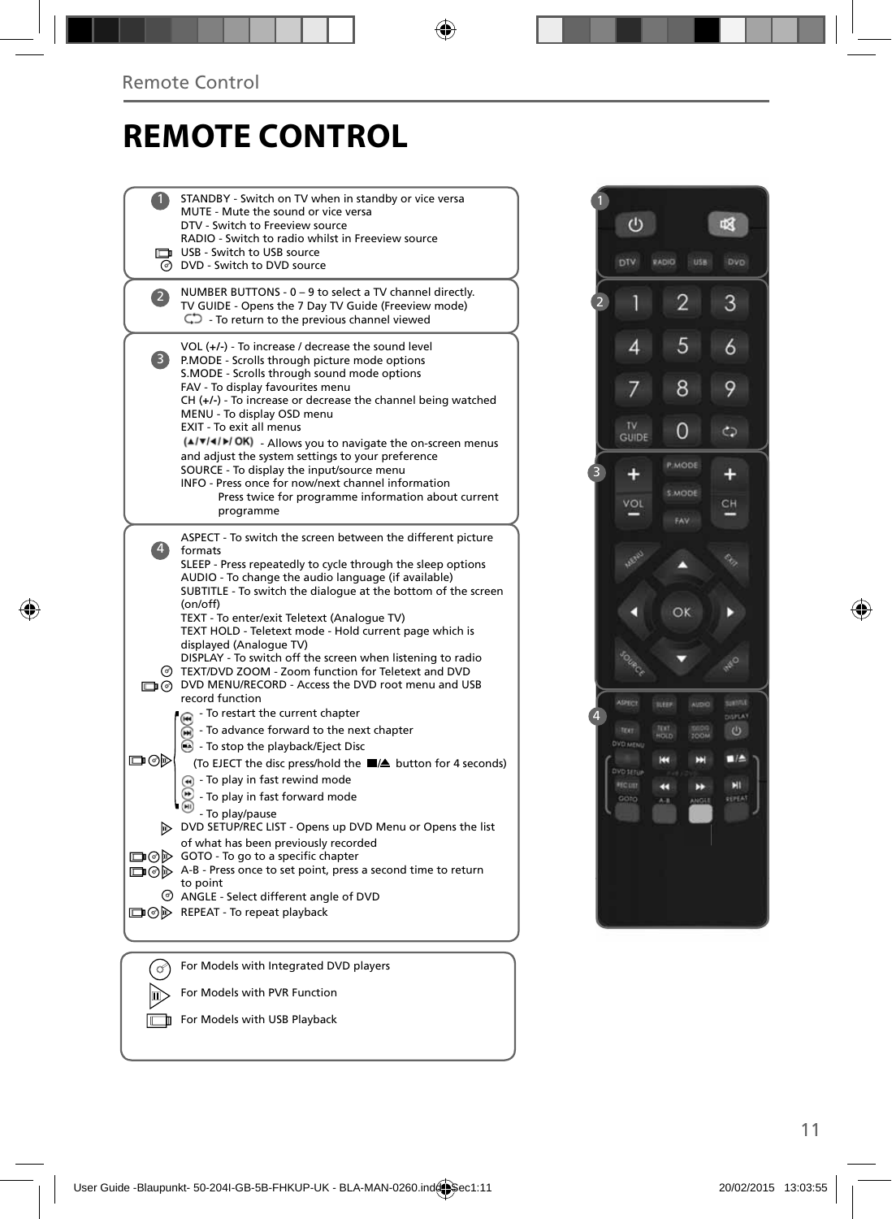Remote Control

# REMOTE CONTROL

**1**

STANDBY - Switch on TV when in standby or vice versa
MUTE - Mute the sound or vice versa
DTV - Switch to Freeview source
RADIO - Switch to radio whilst in Freeview source
USB - Switch to USB source
DVD - Switch to DVD source

**2**

NUMBER BUTTONS - 0 – 9 to select a TV channel directly.
TV GUIDE - Opens the 7 Day TV Guide (Freeview mode)
- To return to the previous channel viewed

**3**

VOL (+/-) - To increase / decrease the sound level
P.MODE - Scrolls through picture mode options
S.MODE - Scrolls through sound mode options
FAV - To display favourites menu
CH (+/-) - To increase or decrease the channel being watched
MENU - To display OSD menu
EXIT - To exit all menus
(▲/▼/◄/►/ OK) - Allows you to navigate the on-screen menus and adjust the system settings to your preference
SOURCE - To display the input/source menu
INFO - Press once for now/next channel information
Press twice for programme information about current programme

**4**

ASPECT - To switch the screen between the different picture formats
SLEEP - Press repeatedly to cycle through the sleep options
AUDIO - To change the audio language (if available)
SUBTITLE - To switch the dialogue at the bottom of the screen (on/off)
TEXT - To enter/exit Teletext (Analogue TV)
TEXT HOLD - Teletext mode - Hold current page which is displayed (Analogue TV)
DISPLAY - To switch off the screen when listening to radio
TEXT/DVD ZOOM - Zoom function for Teletext and DVD
DVD MENU/RECORD - Access the DVD root menu and USB record function
- To restart the current chapter
- To advance forward to the next chapter
- To stop the playback/Eject Disc
(To EJECT the disc press/hold the ■/▲ button for 4 seconds)
- To play in fast rewind mode
- To play in fast forward mode
- To play/pause
DVD SETUP/REC LIST - Opens up DVD Menu or Opens the list of what has been previously recorded
GOTO - To go to a specific chapter
A-B - Press once to set point, press a second time to return to point
ANGLE - Select different angle of DVD
REPEAT - To repeat playback

For Models with Integrated DVD players
For Models with PVR Function
For Models with USB Playback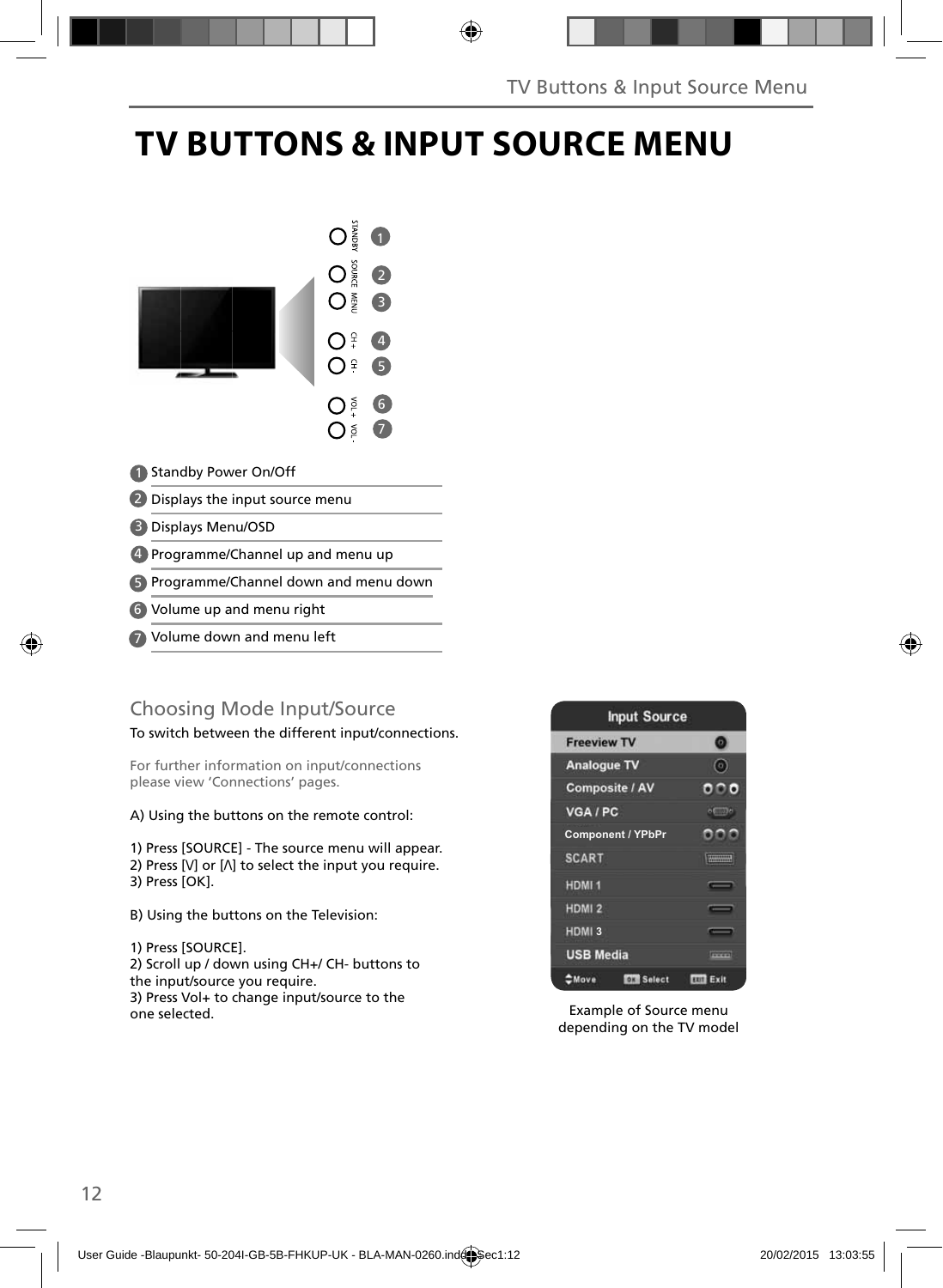# TV BUTTONS & INPUT SOURCE MENU

STANDBY
SOURCE
MENU
CH +
CH -
VOL +
VOL -

1. Standby Power On/Off
2. Displays the input source menu
3. Displays Menu/OSD
4. Programme/Channel up and menu up
5. Programme/Channel down and menu down
6. Volume up and menu right
7. Volume down and menu left

## Choosing Mode Input/Source

To switch between the different input/connections.

For further information on input/connections please view 'Connections' pages.

A) Using the buttons on the remote control:

1) Press [SOURCE] - The source menu will appear.
2) Press [V] or [Λ] to select the input you require.
3) Press [OK].

B) Using the buttons on the Television:

1) Press [SOURCE].
2) Scroll up / down using CH+/ CH- buttons to the input/source you require.
3) Press Vol+ to change input/source to the one selected.

Input Source

- Freeview TV
- Analogue TV
- Composite / AV
- VGA / PC
- Component / YPbPr
- SCART
- HDMI 1
- HDMI 2
- HDMI 3
- USB Media

Move | OK Select | EXIT Exit

Example of Source menu depending on the TV model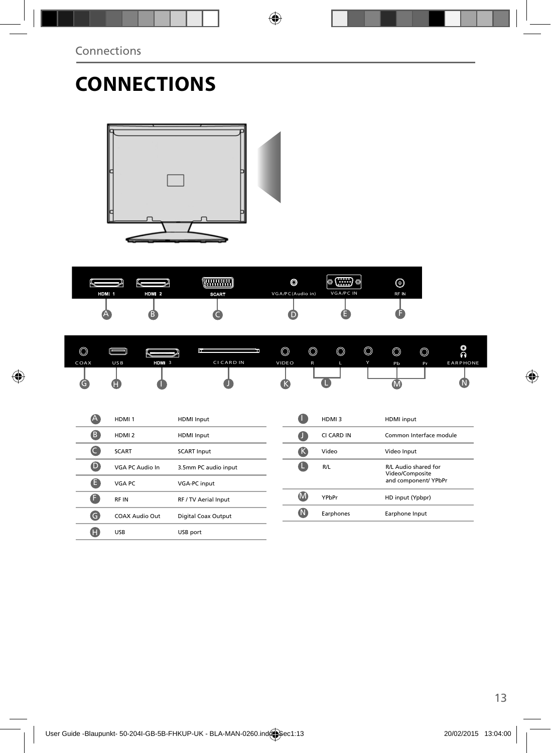# CONNECTIONS

| | | |
|---|---|---|
| A | HDMI 1 | HDMI Input |
| B | HDMI 2 | HDMI Input |
| C | SCART | SCART Input |
| D | VGA PC Audio In | 3.5mm PC audio input |
| E | VGA PC | VGA-PC input |
| F | RF IN | RF / TV Aerial Input |
| G | COAX Audio Out | Digital Coax Output |
| H | USB | USB port |

| | | |
|---|---|---|
| I | HDMI 3 | HDMI input |
| J | CI CARD IN | Common Interface module |
| K | Video | Video Input |
| L | R/L | R/L Audio shared for Video/Composite and component/ YPbPr |
| M | YPbPr | HD input (Ypbpr) |
| N | Earphones | Earphone Input |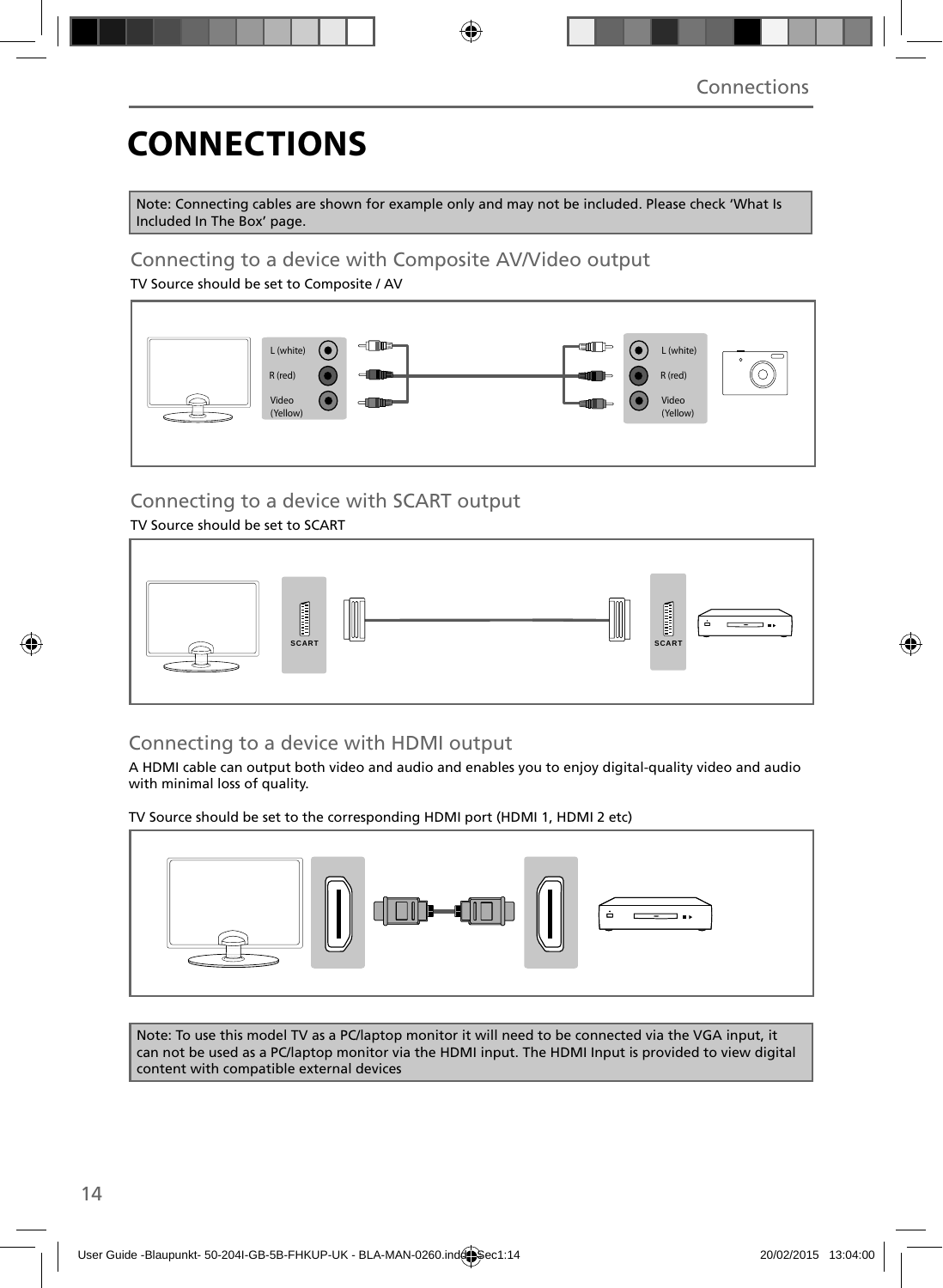# CONNECTIONS

Note: Connecting cables are shown for example only and may not be included. Please check 'What Is Included In The Box' page.

## Connecting to a device with Composite AV/Video output

TV Source should be set to Composite / AV

L (white)
R (red)
Video (Yellow)

L (white)
R (red)
Video (Yellow)

## Connecting to a device with SCART output

TV Source should be set to SCART

SCART

SCART

## Connecting to a device with HDMI output

A HDMI cable can output both video and audio and enables you to enjoy digital-quality video and audio with minimal loss of quality.

TV Source should be set to the corresponding HDMI port (HDMI 1, HDMI 2 etc)

Note: To use this model TV as a PC/laptop monitor it will need to be connected via the VGA input, it can not be used as a PC/laptop monitor via the HDMI input. The HDMI Input is provided to view digital content with compatible external devices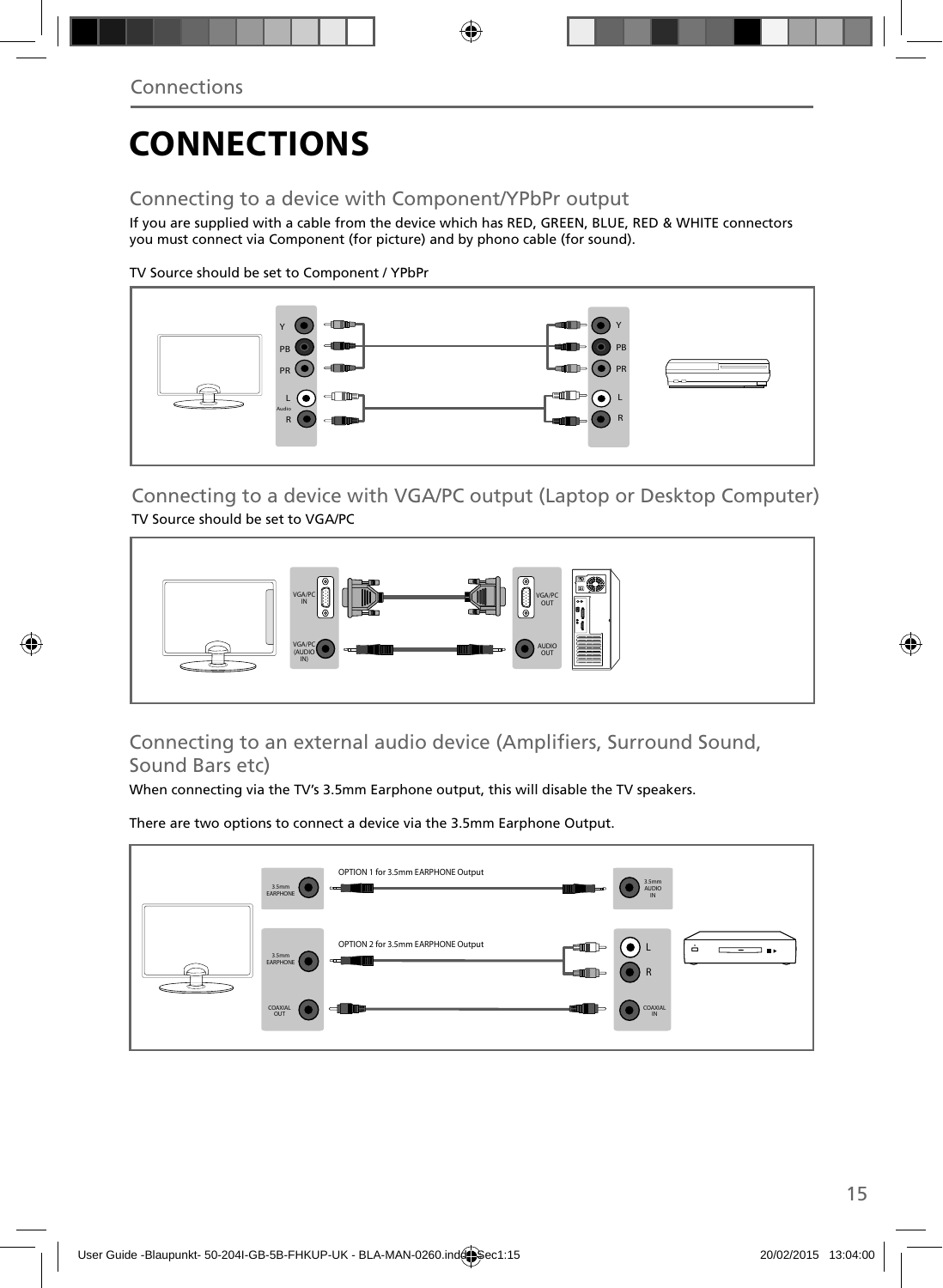# CONNECTIONS

## Connecting to a device with Component/YPbPr output

If you are supplied with a cable from the device which has RED, GREEN, BLUE, RED & WHITE connectors you must connect via Component (for picture) and by phono cable (for sound).

TV Source should be set to Component / YPbPr

## Connecting to a device with VGA/PC output (Laptop or Desktop Computer)

TV Source should be set to VGA/PC

## Connecting to an external audio device (Amplifiers, Surround Sound, Sound Bars etc)

When connecting via the TV's 3.5mm Earphone output, this will disable the TV speakers.

There are two options to connect a device via the 3.5mm Earphone Output.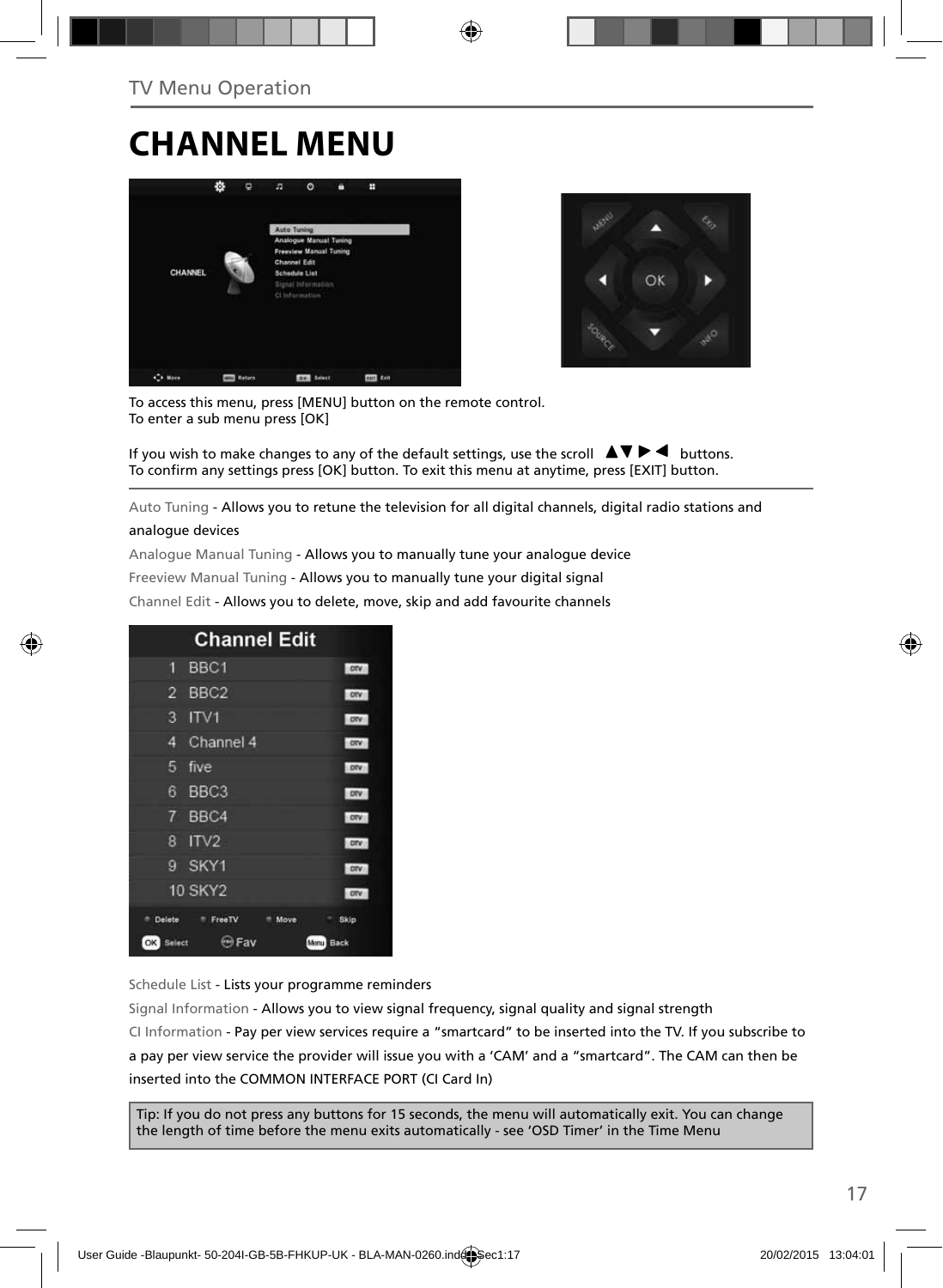TV Menu Operation

# CHANNEL MENU

To access this menu, press [MENU] button on the remote control.
To enter a sub menu press [OK]

If you wish to make changes to any of the default settings, use the scroll ▲▼▶◀ buttons.
To confirm any settings press [OK] button. To exit this menu at anytime, press [EXIT] button.

Auto Tuning - Allows you to retune the television for all digital channels, digital radio stations and analogue devices

Analogue Manual Tuning - Allows you to manually tune your analogue device

Freeview Manual Tuning - Allows you to manually tune your digital signal

Channel Edit - Allows you to delete, move, skip and add favourite channels

Schedule List - Lists your programme reminders

Signal Information - Allows you to view signal frequency, signal quality and signal strength

CI Information - Pay per view services require a "smartcard" to be inserted into the TV. If you subscribe to a pay per view service the provider will issue you with a 'CAM' and a "smartcard". The CAM can then be inserted into the COMMON INTERFACE PORT (CI Card In)

Tip: If you do not press any buttons for 15 seconds, the menu will automatically exit. You can change the length of time before the menu exits automatically - see 'OSD Timer' in the Time Menu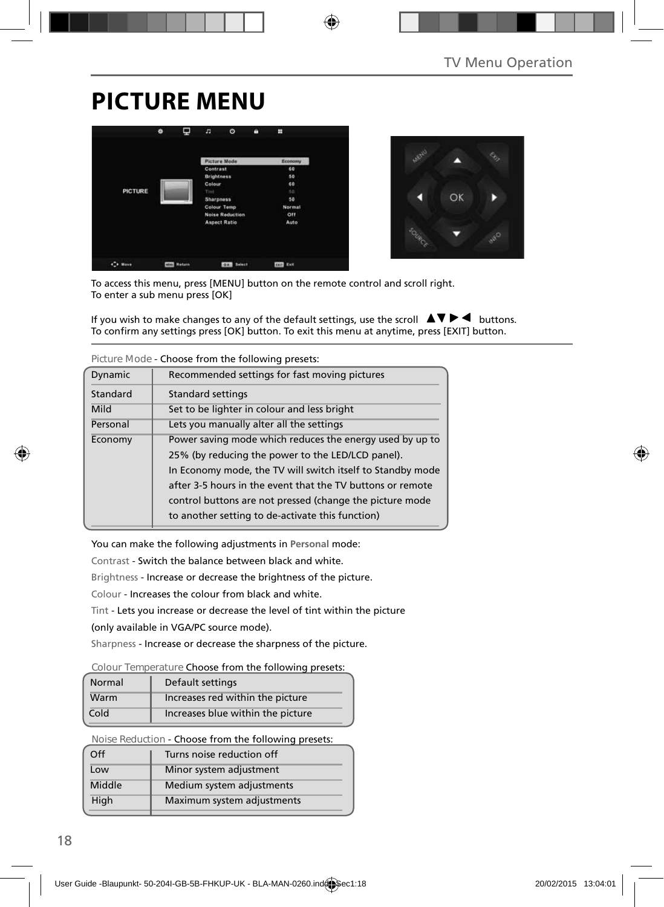# PICTURE MENU

To access this menu, press [MENU] button on the remote control and scroll right.
To enter a sub menu press [OK]

If you wish to make changes to any of the default settings, use the scroll ▲▼▶◀ buttons.
To confirm any settings press [OK] button. To exit this menu at anytime, press [EXIT] button.

Picture Mode - Choose from the following presets:

| | |
|---|---|
| Dynamic | Recommended settings for fast moving pictures |
| Standard | Standard settings |
| Mild | Set to be lighter in colour and less bright |
| Personal | Lets you manually alter all the settings |
| Economy | Power saving mode which reduces the energy used by up to 25% (by reducing the power to the LED/LCD panel). In Economy mode, the TV will switch itself to Standby mode after 3-5 hours in the event that the TV buttons or remote control buttons are not pressed (change the picture mode to another setting to de-activate this function) |

You can make the following adjustments in **Personal** mode:

Contrast - Switch the balance between black and white.

Brightness - Increase or decrease the brightness of the picture.

Colour - Increases the colour from black and white.

Tint - Lets you increase or decrease the level of tint within the picture (only available in VGA/PC source mode).

Sharpness - Increase or decrease the sharpness of the picture.

Colour Temperature Choose from the following presets:

| | |
|---|---|
| Normal | Default settings |
| Warm | Increases red within the picture |
| Cold | Increases blue within the picture |

Noise Reduction - Choose from the following presets:

| | |
|---|---|
| Off | Turns noise reduction off |
| Low | Minor system adjustment |
| Middle | Medium system adjustments |
| High | Maximum system adjustments |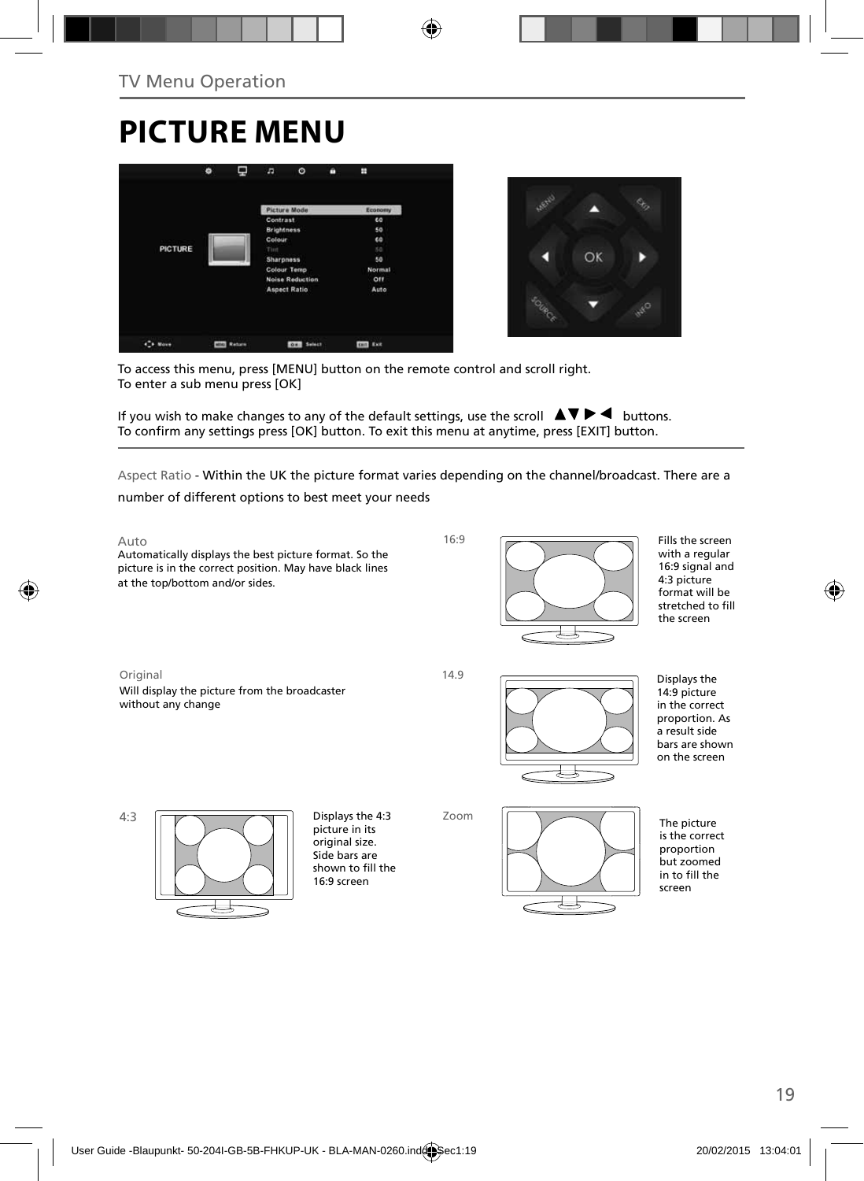TV Menu Operation

# PICTURE MENU

To access this menu, press [MENU] button on the remote control and scroll right.
To enter a sub menu press [OK]

If you wish to make changes to any of the default settings, use the scroll ▲▼▶◀ buttons.
To confirm any settings press [OK] button. To exit this menu at anytime, press [EXIT] button.

Aspect Ratio - Within the UK the picture format varies depending on the channel/broadcast. There are a number of different options to best meet your needs

Auto
Automatically displays the best picture format. So the picture is in the correct position. May have black lines at the top/bottom and/or sides.

16:9
Fills the screen with a regular 16:9 signal and 4:3 picture format will be stretched to fill the screen

Original
Will display the picture from the broadcaster without any change

14.9
Displays the 14:9 picture in the correct proportion. As a result side bars are shown on the screen

4:3
Displays the 4:3 picture in its original size. Side bars are shown to fill the 16:9 screen

Zoom
The picture is the correct proportion but zoomed in to fill the screen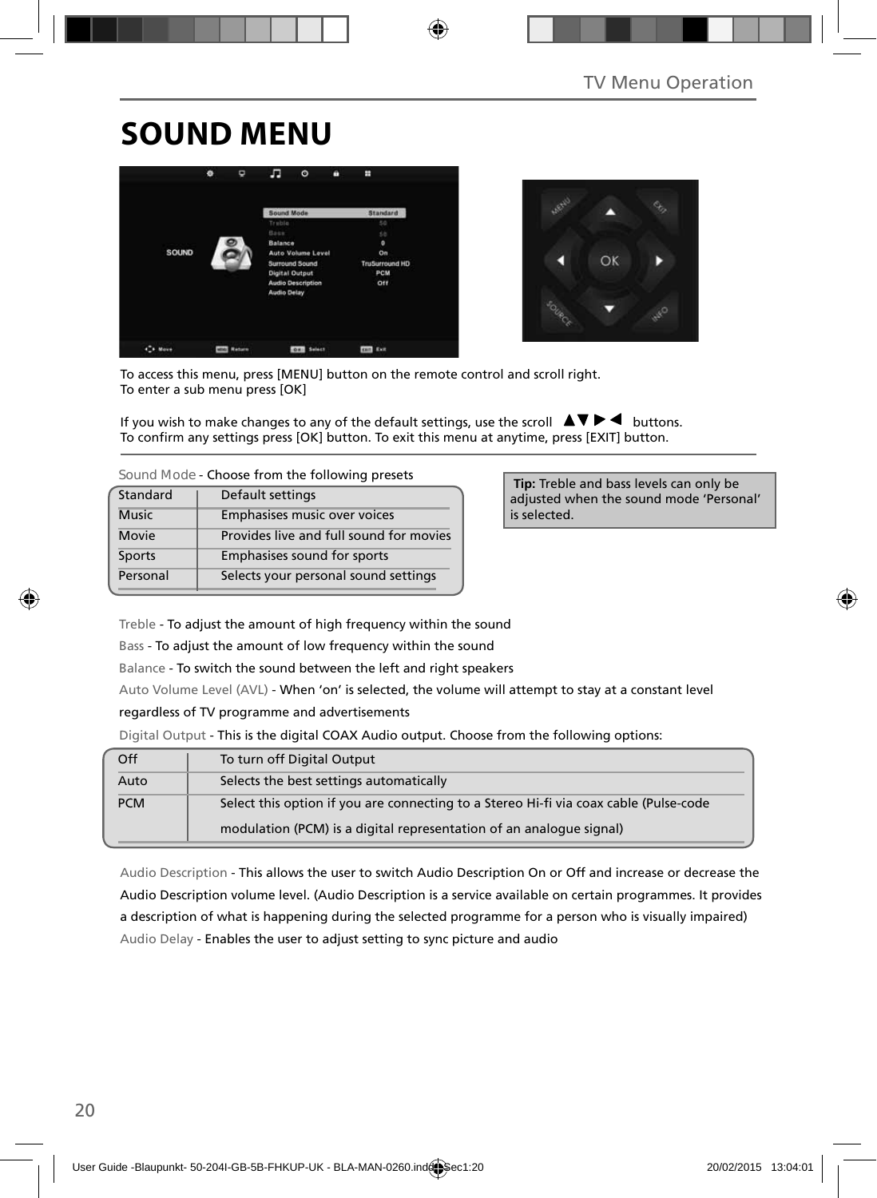# SOUND MENU

To access this menu, press [MENU] button on the remote control and scroll right.
To enter a sub menu press [OK]

If you wish to make changes to any of the default settings, use the scroll ▲▼▶◀ buttons.
To confirm any settings press [OK] button. To exit this menu at anytime, press [EXIT] button.

Sound Mode - Choose from the following presets

| | |
|---|---|
| Standard | Default settings |
| Music | Emphasises music over voices |
| Movie | Provides live and full sound for movies |
| Sports | Emphasises sound for sports |
| Personal | Selects your personal sound settings |

**Tip:** Treble and bass levels can only be adjusted when the sound mode 'Personal' is selected.

Treble - To adjust the amount of high frequency within the sound

Bass - To adjust the amount of low frequency within the sound

Balance - To switch the sound between the left and right speakers

Auto Volume Level (AVL) - When 'on' is selected, the volume will attempt to stay at a constant level regardless of TV programme and advertisements

Digital Output - This is the digital COAX Audio output. Choose from the following options:

| | |
|---|---|
| Off | To turn off Digital Output |
| Auto | Selects the best settings automatically |
| PCM | Select this option if you are connecting to a Stereo Hi-fi via coax cable (Pulse-code modulation (PCM) is a digital representation of an analogue signal) |

Audio Description - This allows the user to switch Audio Description On or Off and increase or decrease the Audio Description volume level. (Audio Description is a service available on certain programmes. It provides a description of what is happening during the selected programme for a person who is visually impaired)

Audio Delay - Enables the user to adjust setting to sync picture and audio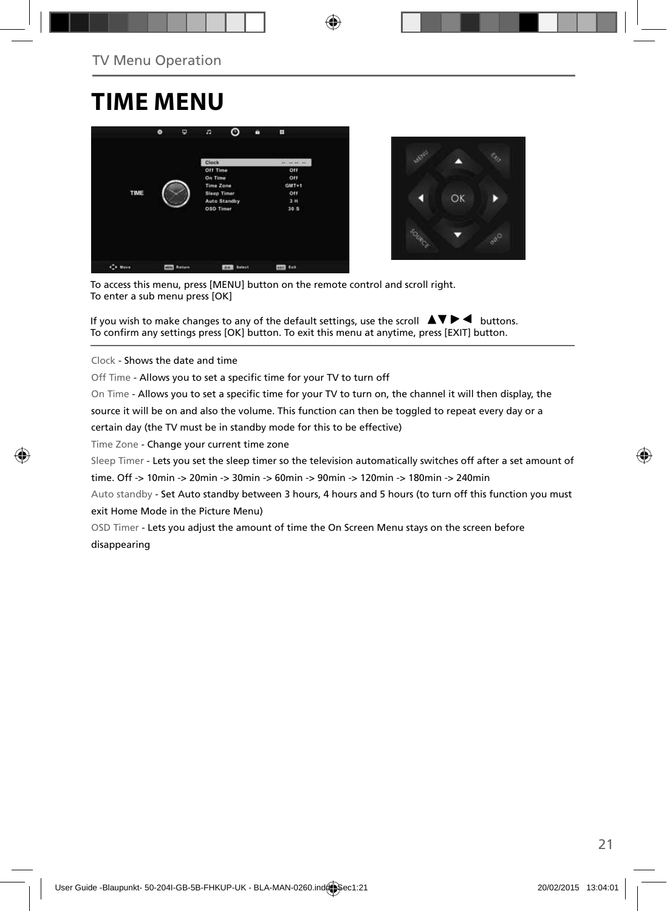TV Menu Operation

# TIME MENU

To access this menu, press [MENU] button on the remote control and scroll right.
To enter a sub menu press [OK]

If you wish to make changes to any of the default settings, use the scroll ▲▼▶◀ buttons.
To confirm any settings press [OK] button. To exit this menu at anytime, press [EXIT] button.

Clock - Shows the date and time

Off Time - Allows you to set a specific time for your TV to turn off

On Time - Allows you to set a specific time for your TV to turn on, the channel it will then display, the source it will be on and also the volume. This function can then be toggled to repeat every day or a certain day (the TV must be in standby mode for this to be effective)

Time Zone - Change your current time zone

Sleep Timer - Lets you set the sleep timer so the television automatically switches off after a set amount of time. Off -> 10min -> 20min -> 30min -> 60min -> 90min -> 120min -> 180min -> 240min

Auto standby - Set Auto standby between 3 hours, 4 hours and 5 hours (to turn off this function you must exit Home Mode in the Picture Menu)

OSD Timer - Lets you adjust the amount of time the On Screen Menu stays on the screen before disappearing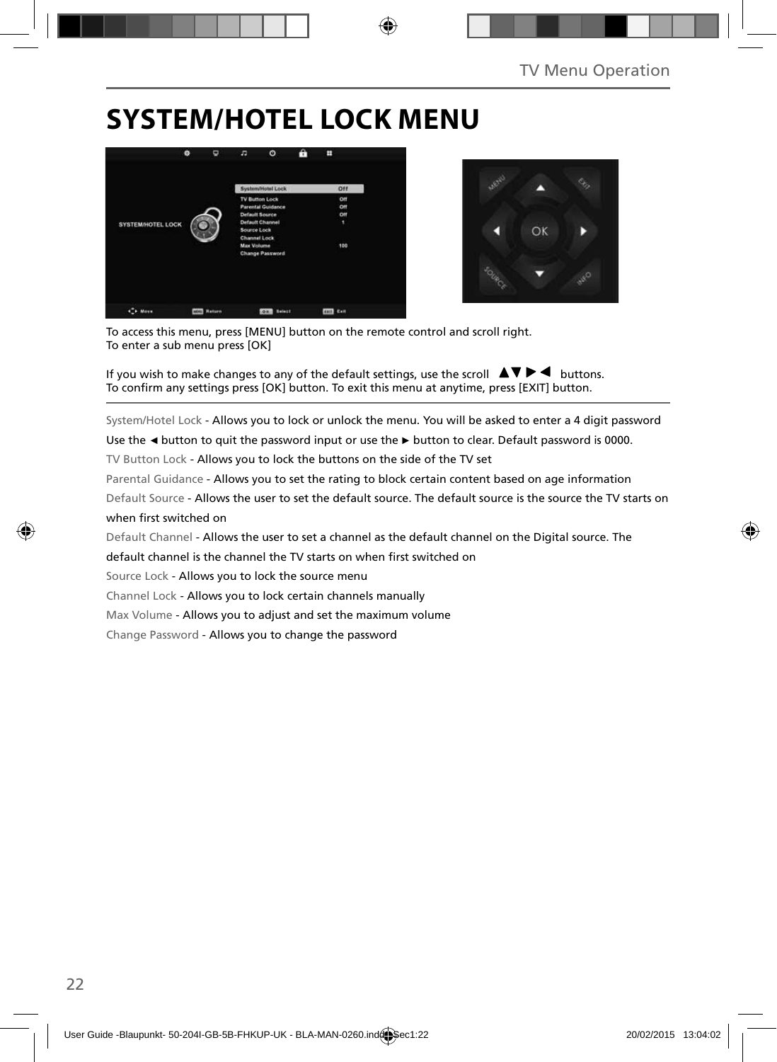# SYSTEM/HOTEL LOCK MENU

To access this menu, press [MENU] button on the remote control and scroll right.
To enter a sub menu press [OK]

If you wish to make changes to any of the default settings, use the scroll ▲▼ ▶ ◀ buttons.
To confirm any settings press [OK] button. To exit this menu at anytime, press [EXIT] button.

System/Hotel Lock - Allows you to lock or unlock the menu. You will be asked to enter a 4 digit password

Use the ◄ button to quit the password input or use the ► button to clear. Default password is 0000.

TV Button Lock - Allows you to lock the buttons on the side of the TV set

Parental Guidance - Allows you to set the rating to block certain content based on age information

Default Source - Allows the user to set the default source. The default source is the source the TV starts on when first switched on

Default Channel - Allows the user to set a channel as the default channel on the Digital source. The default channel is the channel the TV starts on when first switched on

Source Lock - Allows you to lock the source menu

Channel Lock - Allows you to lock certain channels manually

Max Volume - Allows you to adjust and set the maximum volume

Change Password - Allows you to change the password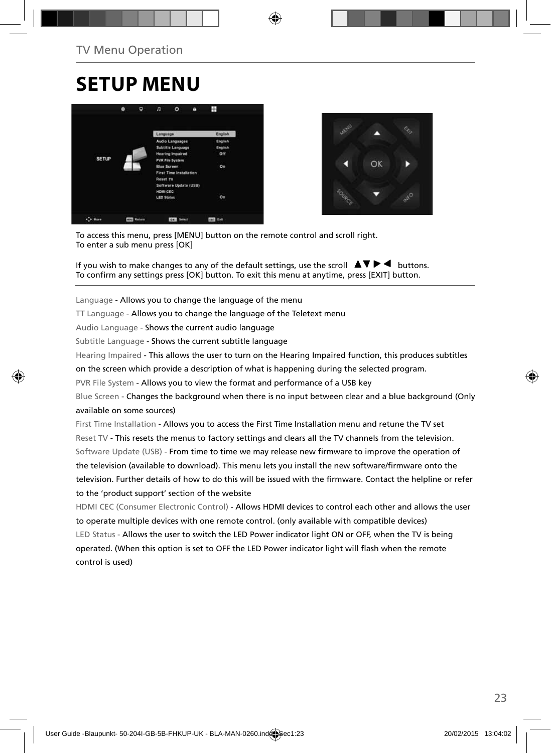TV Menu Operation

# SETUP MENU

To access this menu, press [MENU] button on the remote control and scroll right.
To enter a sub menu press [OK]

If you wish to make changes to any of the default settings, use the scroll ▲▼▶◀ buttons.
To confirm any settings press [OK] button. To exit this menu at anytime, press [EXIT] button.

---

Language - Allows you to change the language of the menu

TT Language - Allows you to change the language of the Teletext menu

Audio Language - Shows the current audio language

Subtitle Language - Shows the current subtitle language

Hearing Impaired - This allows the user to turn on the Hearing Impaired function, this produces subtitles on the screen which provide a description of what is happening during the selected program.

PVR File System - Allows you to view the format and performance of a USB key

Blue Screen - Changes the background when there is no input between clear and a blue background (Only available on some sources)

First Time Installation - Allows you to access the First Time Installation menu and retune the TV set

Reset TV - This resets the menus to factory settings and clears all the TV channels from the television.

Software Update (USB) - From time to time we may release new firmware to improve the operation of the television (available to download). This menu lets you install the new software/firmware onto the television. Further details of how to do this will be issued with the firmware. Contact the helpline or refer to the 'product support' section of the website

HDMI CEC (Consumer Electronic Control) - Allows HDMI devices to control each other and allows the user to operate multiple devices with one remote control. (only available with compatible devices)

LED Status - Allows the user to switch the LED Power indicator light ON or OFF, when the TV is being operated. (When this option is set to OFF the LED Power indicator light will flash when the remote control is used)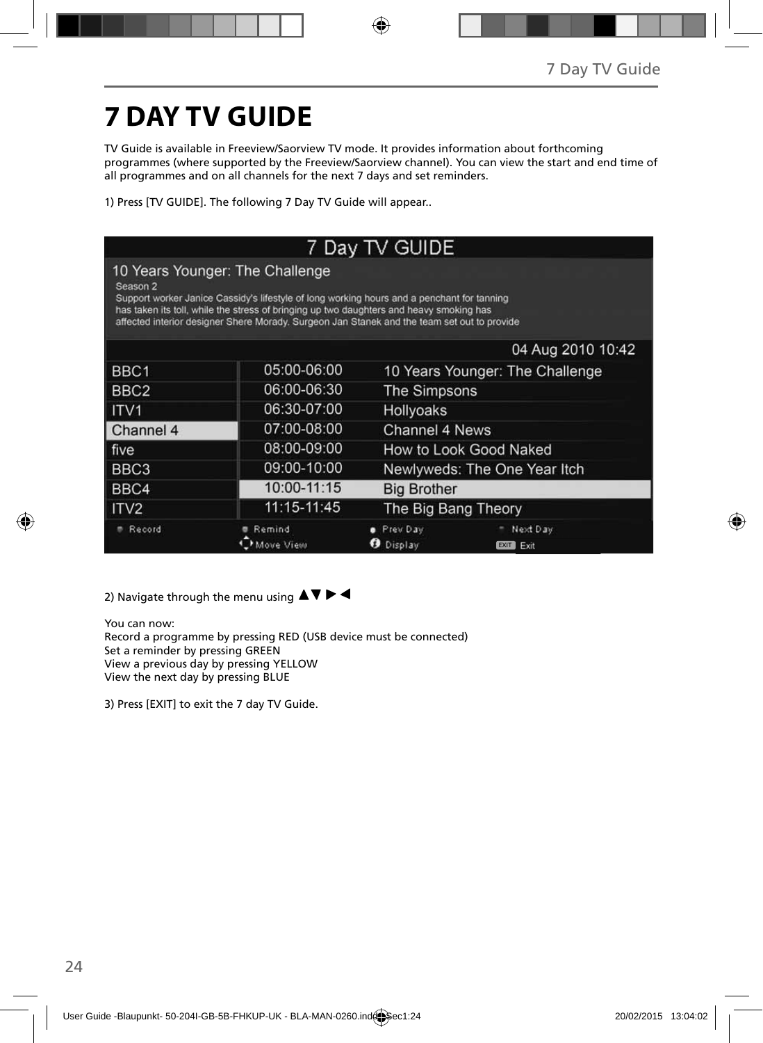# 7 DAY TV GUIDE

TV Guide is available in Freeview/Saorview TV mode. It provides information about forthcoming programmes (where supported by the Freeview/Saorview channel). You can view the start and end time of all programmes and on all channels for the next 7 days and set reminders.

1) Press [TV GUIDE]. The following 7 Day TV Guide will appear..

2) Navigate through the menu using ▲▼►◄

You can now:
Record a programme by pressing RED (USB device must be connected)
Set a reminder by pressing GREEN
View a previous day by pressing YELLOW
View the next day by pressing BLUE

3) Press [EXIT] to exit the 7 day TV Guide.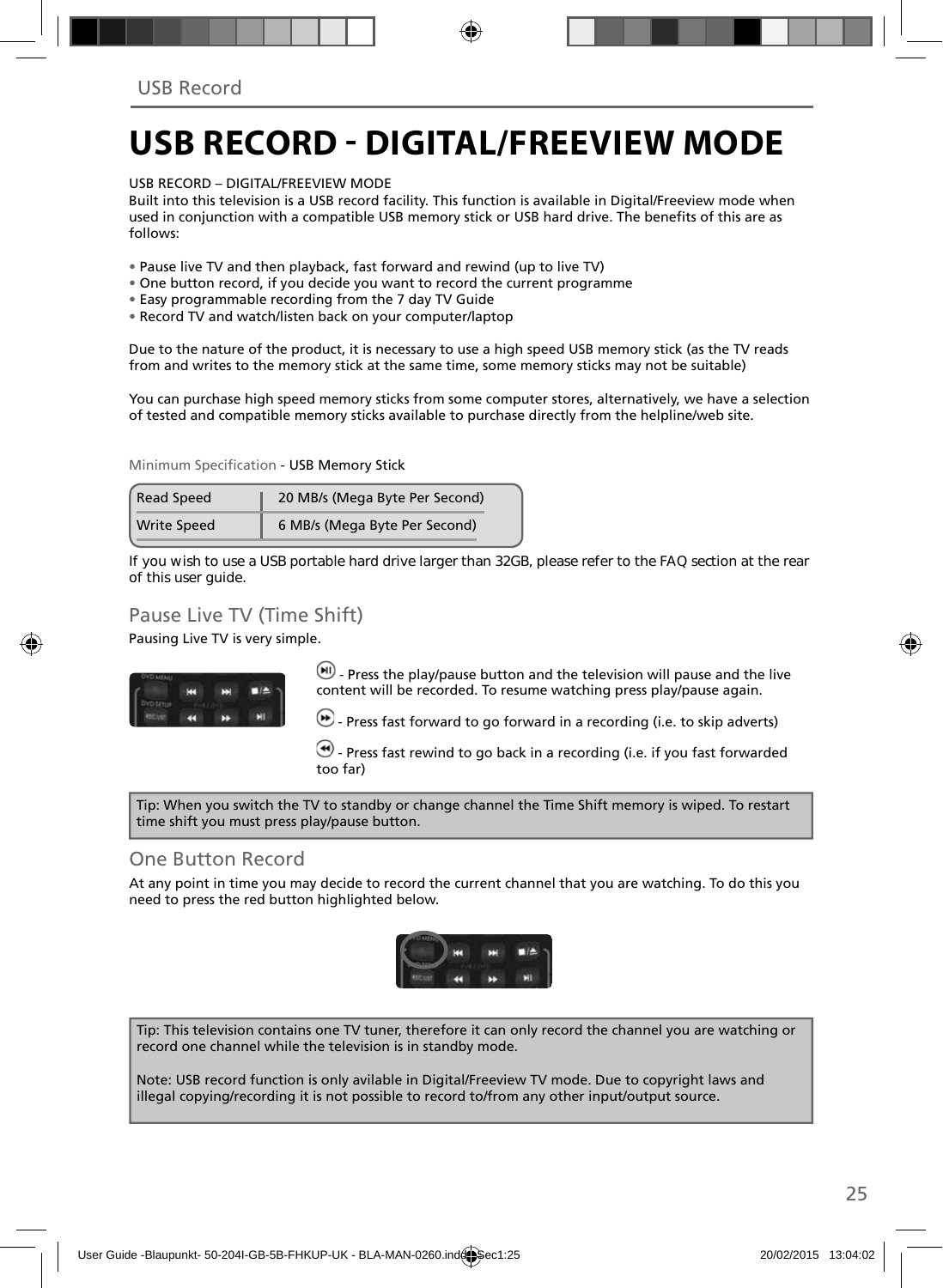# USB RECORD - DIGITAL/FREEVIEW MODE

USB RECORD – DIGITAL/FREEVIEW MODE
Built into this television is a USB record facility. This function is available in Digital/Freeview mode when used in conjunction with a compatible USB memory stick or USB hard drive. The benefits of this are as follows:

- Pause live TV and then playback, fast forward and rewind (up to live TV)
- One button record, if you decide you want to record the current programme
- Easy programmable recording from the 7 day TV Guide
- Record TV and watch/listen back on your computer/laptop

Due to the nature of the product, it is necessary to use a high speed USB memory stick (as the TV reads from and writes to the memory stick at the same time, some memory sticks may not be suitable)

You can purchase high speed memory sticks from some computer stores, alternatively, we have a selection of tested and compatible memory sticks available to purchase directly from the helpline/web site.

Minimum Specification - USB Memory Stick

| | |
|---|---|
| Read Speed | 20 MB/s (Mega Byte Per Second) |
| Write Speed | 6 MB/s (Mega Byte Per Second) |

If you wish to use a USB portable hard drive larger than 32GB, please refer to the FAQ section at the rear of this user guide.

## Pause Live TV (Time Shift)

Pausing Live TV is very simple.

- Press the play/pause button and the television will pause and the live content will be recorded. To resume watching press play/pause again.

- Press fast forward to go forward in a recording (i.e. to skip adverts)

- Press fast rewind to go back in a recording (i.e. if you fast forwarded too far)

Tip: When you switch the TV to standby or change channel the Time Shift memory is wiped. To restart time shift you must press play/pause button.

## One Button Record

At any point in time you may decide to record the current channel that you are watching. To do this you need to press the red button highlighted below.

Tip: This television contains one TV tuner, therefore it can only record the channel you are watching or record one channel while the television is in standby mode.

Note: USB record function is only avilable in Digital/Freeview TV mode. Due to copyright laws and illegal copying/recording it is not possible to record to/from any other input/output source.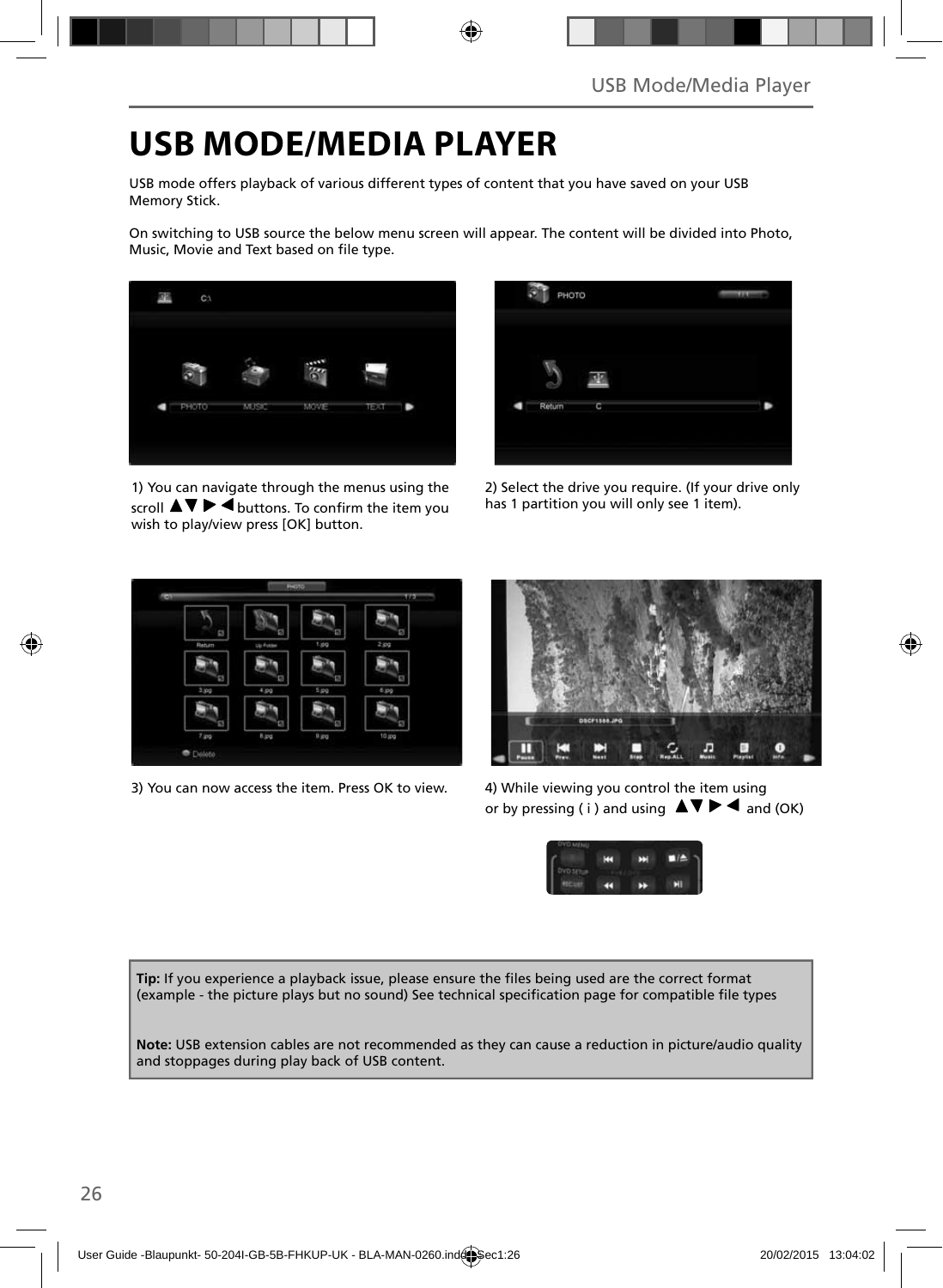# USB MODE/MEDIA PLAYER

USB mode offers playback of various different types of content that you have saved on your USB Memory Stick.

On switching to USB source the below menu screen will appear. The content will be divided into Photo, Music, Movie and Text based on file type.

1) You can navigate through the menus using the scroll ▲▼ ▶ ◀ buttons. To confirm the item you wish to play/view press [OK] button.

2) Select the drive you require. (If your drive only has 1 partition you will only see 1 item).

3) You can now access the item. Press OK to view.

4) While viewing you control the item using or by pressing ( i ) and using ▲▼ ▶ ◀ and (OK)

**Tip:** If you experience a playback issue, please ensure the files being used are the correct format (example - the picture plays but no sound) See technical specification page for compatible file types

**Note:** USB extension cables are not recommended as they can cause a reduction in picture/audio quality and stoppages during play back of USB content.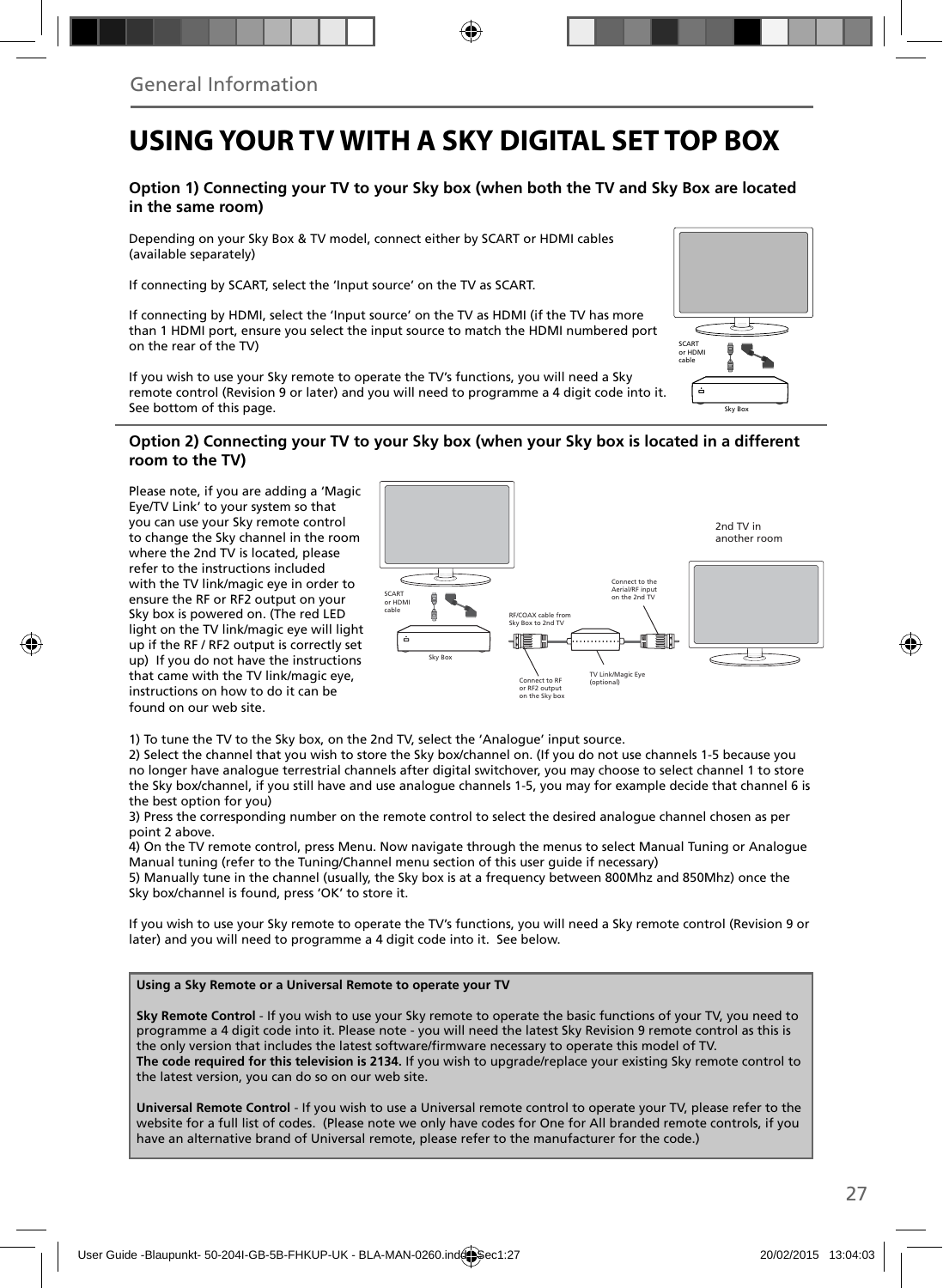General Information

# USING YOUR TV WITH A SKY DIGITAL SET TOP BOX

### Option 1) Connecting your TV to your Sky box (when both the TV and Sky Box are located in the same room)

Depending on your Sky Box & TV model, connect either by SCART or HDMI cables (available separately)

If connecting by SCART, select the 'Input source' on the TV as SCART.

If connecting by HDMI, select the 'Input source' on the TV as HDMI (if the TV has more than 1 HDMI port, ensure you select the input source to match the HDMI numbered port on the rear of the TV)

If you wish to use your Sky remote to operate the TV's functions, you will need a Sky remote control (Revision 9 or later) and you will need to programme a 4 digit code into it. See bottom of this page.

SCART or HDMI cable

Sky Box

### Option 2) Connecting your TV to your Sky box (when your Sky box is located in a different room to the TV)

Please note, if you are adding a 'Magic Eye/TV Link' to your system so that you can use your Sky remote control to change the Sky channel in the room where the 2nd TV is located, please refer to the instructions included with the TV link/magic eye in order to ensure the RF or RF2 output on your Sky box is powered on. (The red LED light on the TV link/magic eye will light up if the RF / RF2 output is correctly set up) If you do not have the instructions that came with the TV link/magic eye, instructions on how to do it can be found on our web site.

SCART or HDMI cable

Sky Box

RF/COAX cable from Sky Box to 2nd TV

Connect to the Aerial/RF input on the 2nd TV

2nd TV in another room

Connect to RF or RF2 output on the Sky box

TV Link/Magic Eye (optional)

1) To tune the TV to the Sky box, on the 2nd TV, select the 'Analogue' input source.
2) Select the channel that you wish to store the Sky box/channel on. (If you do not use channels 1-5 because you no longer have analogue terrestrial channels after digital switchover, you may choose to select channel 1 to store the Sky box/channel, if you still have and use analogue channels 1-5, you may for example decide that channel 6 is the best option for you)
3) Press the corresponding number on the remote control to select the desired analogue channel chosen as per point 2 above.
4) On the TV remote control, press Menu. Now navigate through the menus to select Manual Tuning or Analogue Manual tuning (refer to the Tuning/Channel menu section of this user guide if necessary)
5) Manually tune in the channel (usually, the Sky box is at a frequency between 800Mhz and 850Mhz) once the Sky box/channel is found, press 'OK' to store it.

If you wish to use your Sky remote to operate the TV's functions, you will need a Sky remote control (Revision 9 or later) and you will need to programme a 4 digit code into it. See below.

**Using a Sky Remote or a Universal Remote to operate your TV**

**Sky Remote Control** - If you wish to use your Sky remote to operate the basic functions of your TV, you need to programme a 4 digit code into it. Please note - you will need the latest Sky Revision 9 remote control as this is the only version that includes the latest software/firmware necessary to operate this model of TV.
**The code required for this television is 2134.** If you wish to upgrade/replace your existing Sky remote control to the latest version, you can do so on our web site.

**Universal Remote Control** - If you wish to use a Universal remote control to operate your TV, please refer to the website for a full list of codes. (Please note we only have codes for One for All branded remote controls, if you have an alternative brand of Universal remote, please refer to the manufacturer for the code.)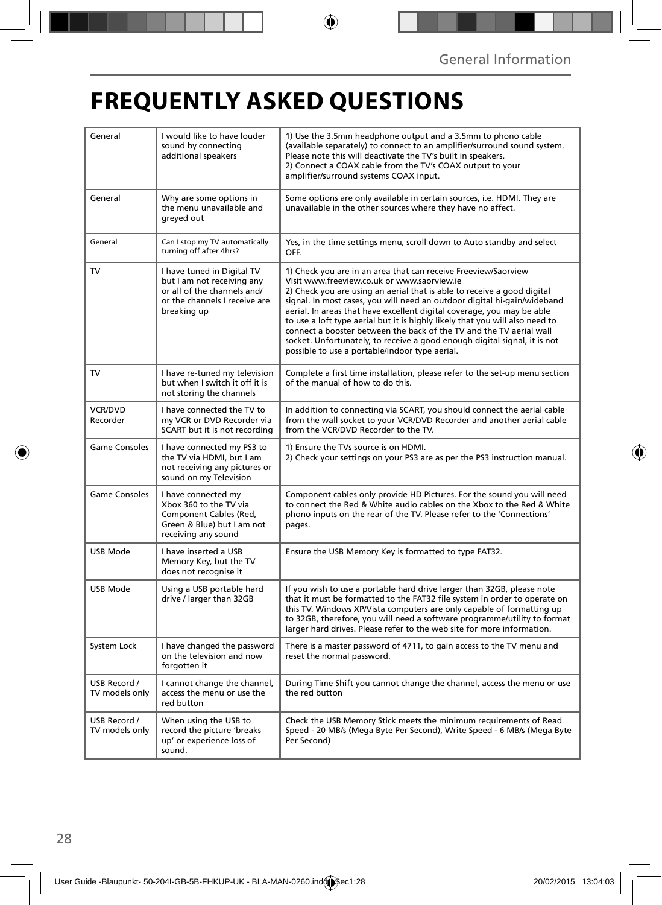# FREQUENTLY ASKED QUESTIONS

| | | |
|---|---|---|
| General | I would like to have louder sound by connecting additional speakers | 1) Use the 3.5mm headphone output and a 3.5mm to phono cable (available separately) to connect to an amplifier/surround sound system. Please note this will deactivate the TV's built in speakers.<br>2) Connect a COAX cable from the TV's COAX output to your amplifier/surround systems COAX input. |
| General | Why are some options in the menu unavailable and greyed out | Some options are only available in certain sources, i.e. HDMI. They are unavailable in the other sources where they have no affect. |
| General | Can I stop my TV automatically turning off after 4hrs? | Yes, in the time settings menu, scroll down to Auto standby and select OFF. |
| TV | I have tuned in Digital TV but I am not receiving any or all of the channels and/or the channels I receive are breaking up | 1) Check you are in an area that can receive Freeview/Saorview Visit www.freeview.co.uk or www.saorview.ie<br>2) Check you are using an aerial that is able to receive a good digital signal. In most cases, you will need an outdoor digital hi-gain/wideband aerial. In areas that have excellent digital coverage, you may be able to use a loft type aerial but it is highly likely that you will also need to connect a booster between the back of the TV and the TV aerial wall socket. Unfortunately, to receive a good enough digital signal, it is not possible to use a portable/indoor type aerial. |
| TV | I have re-tuned my television but when I switch it off it is not storing the channels | Complete a first time installation, please refer to the set-up menu section of the manual of how to do this. |
| VCR/DVD Recorder | I have connected the TV to my VCR or DVD Recorder via SCART but it is not recording | In addition to connecting via SCART, you should connect the aerial cable from the wall socket to your VCR/DVD Recorder and another aerial cable from the VCR/DVD Recorder to the TV. |
| Game Consoles | I have connected my PS3 to the TV via HDMI, but I am not receiving any pictures or sound on my Television | 1) Ensure the TVs source is on HDMI.<br>2) Check your settings on your PS3 are as per the PS3 instruction manual. |
| Game Consoles | I have connected my Xbox 360 to the TV via Component Cables (Red, Green & Blue) but I am not receiving any sound | Component cables only provide HD Pictures. For the sound you will need to connect the Red & White audio cables on the Xbox to the Red & White phono inputs on the rear of the TV. Please refer to the 'Connections' pages. |
| USB Mode | I have inserted a USB Memory Key, but the TV does not recognise it | Ensure the USB Memory Key is formatted to type FAT32. |
| USB Mode | Using a USB portable hard drive / larger than 32GB | If you wish to use a portable hard drive larger than 32GB, please note that it must be formatted to the FAT32 file system in order to operate on this TV. Windows XP/Vista computers are only capable of formatting up to 32GB, therefore, you will need a software programme/utility to format larger hard drives. Please refer to the web site for more information. |
| System Lock | I have changed the password on the television and now forgotten it | There is a master password of 4711, to gain access to the TV menu and reset the normal password. |
| USB Record / TV models only | I cannot change the channel, access the menu or use the red button | During Time Shift you cannot change the channel, access the menu or use the red button |
| USB Record / TV models only | When using the USB to record the picture 'breaks up' or experience loss of sound. | Check the USB Memory Stick meets the minimum requirements of Read Speed - 20 MB/s (Mega Byte Per Second), Write Speed - 6 MB/s (Mega Byte Per Second) |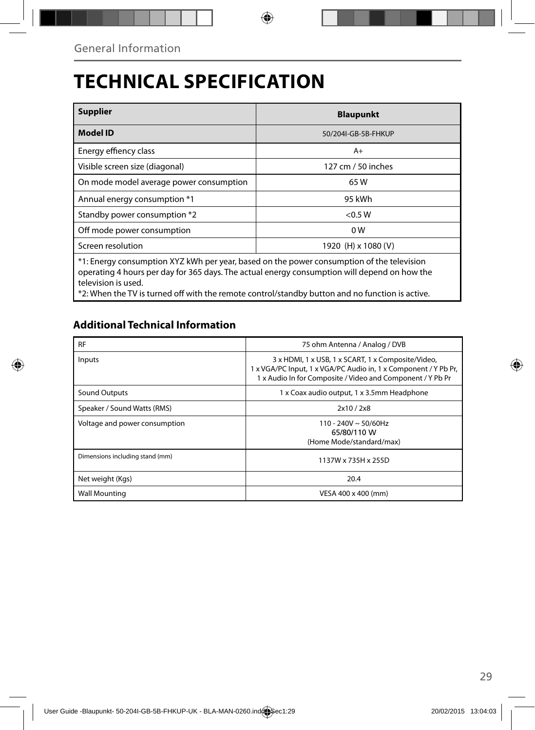# TECHNICAL SPECIFICATION

| **Supplier** | **Blaupunkt** |
|---|---|
| **Model ID** | 50/204I-GB-5B-FHKUP |
| Energy effiency class | A+ |
| Visible screen size (diagonal) | 127 cm / 50 inches |
| On mode model average power consumption | 65 W |
| Annual energy consumption *1 | 95 kWh |
| Standby power consumption *2 | <0.5 W |
| Off mode power consumption | 0 W |
| Screen resolution | 1920 (H) x 1080 (V) |

*1: Energy consumption XYZ kWh per year, based on the power consumption of the television operating 4 hours per day for 365 days. The actual energy consumption will depend on how the television is used.
*2: When the TV is turned off with the remote control/standby button and no function is active.

## Additional Technical Information

| RF | 75 ohm Antenna / Analog / DVB |
|---|---|
| Inputs | 3 x HDMI, 1 x USB, 1 x SCART, 1 x Composite/Video, 1 x VGA/PC Input, 1 x VGA/PC Audio in, 1 x Component / Y Pb Pr, 1 x Audio In for Composite / Video and Component / Y Pb Pr |
| Sound Outputs | 1 x Coax audio output, 1 x 3.5mm Headphone |
| Speaker / Sound Watts (RMS) | 2x10 / 2x8 |
| Voltage and power consumption | 110 - 240V ~ 50/60Hz 65/80/110 W (Home Mode/standard/max) |
| Dimensions including stand (mm) | 1137W x 735H x 255D |
| Net weight (Kgs) | 20.4 |
| Wall Mounting | VESA 400 x 400 (mm) |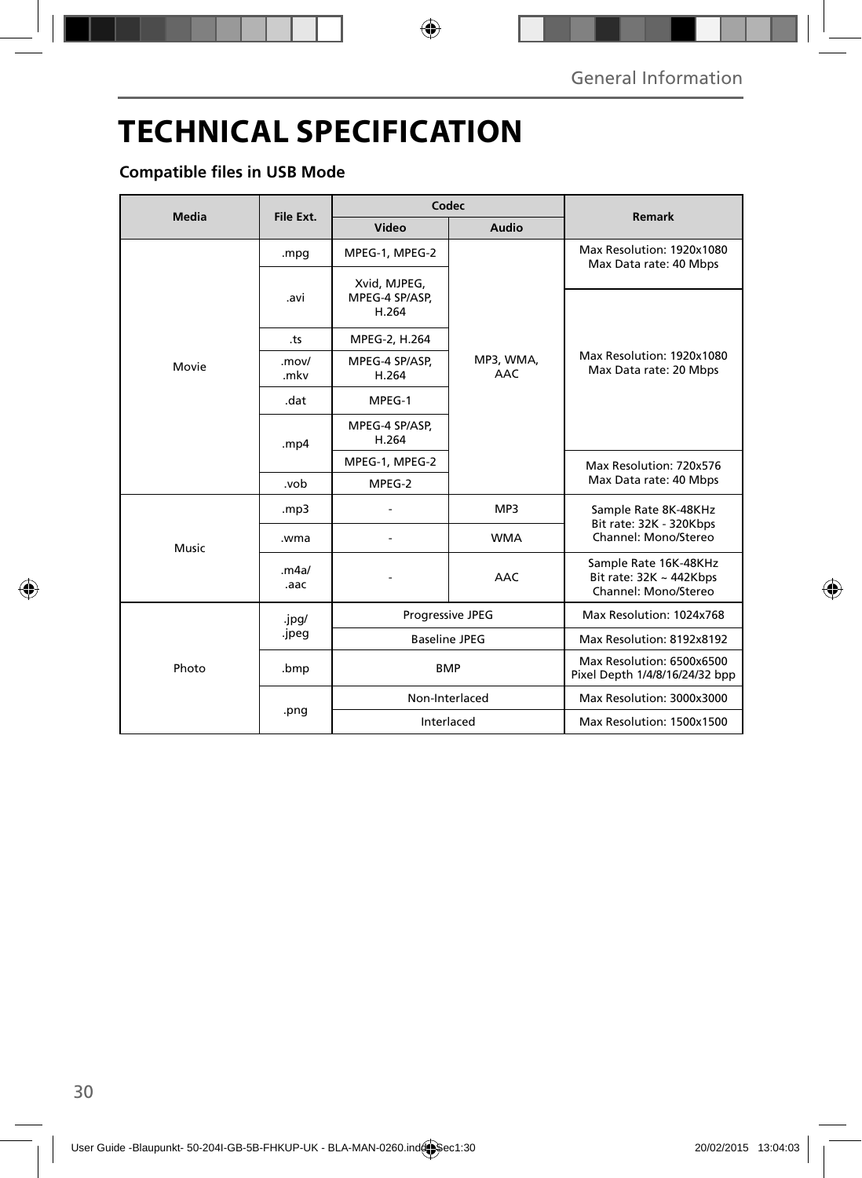# TECHNICAL SPECIFICATION

### Compatible files in USB Mode

| Media | File Ext. | Codec | | Remark |
|---|---|---|---|---|
| | | Video | Audio | |
| Movie | .mpg | MPEG-1, MPEG-2 | MP3, WMA, AAC | Max Resolution: 1920x1080 Max Data rate: 40 Mbps |
| | .avi | Xvid, MJPEG, MPEG-4 SP/ASP, H.264 | | Max Resolution: 1920x1080 Max Data rate: 20 Mbps |
| | .ts | MPEG-2, H.264 | | |
| | .mov/ .mkv | MPEG-4 SP/ASP, H.264 | | |
| | .dat | MPEG-1 | | |
| | .mp4 | MPEG-4 SP/ASP, H.264 | | |
| | | MPEG-1, MPEG-2 | | Max Resolution: 720x576 Max Data rate: 40 Mbps |
| | .vob | MPEG-2 | | |
| Music | .mp3 | - | MP3 | Sample Rate 8K-48KHz Bit rate: 32K - 320Kbps Channel: Mono/Stereo |
| | .wma | - | WMA | |
| | .m4a/ .aac | - | AAC | Sample Rate 16K-48KHz Bit rate: 32K ~ 442Kbps Channel: Mono/Stereo |
| Photo | .jpg/ .jpeg | Progressive JPEG | | Max Resolution: 1024x768 |
| | | Baseline JPEG | | Max Resolution: 8192x8192 |
| | .bmp | BMP | | Max Resolution: 6500x6500 Pixel Depth 1/4/8/16/24/32 bpp |
| | .png | Non-Interlaced | | Max Resolution: 3000x3000 |
| | | Interlaced | | Max Resolution: 1500x1500 |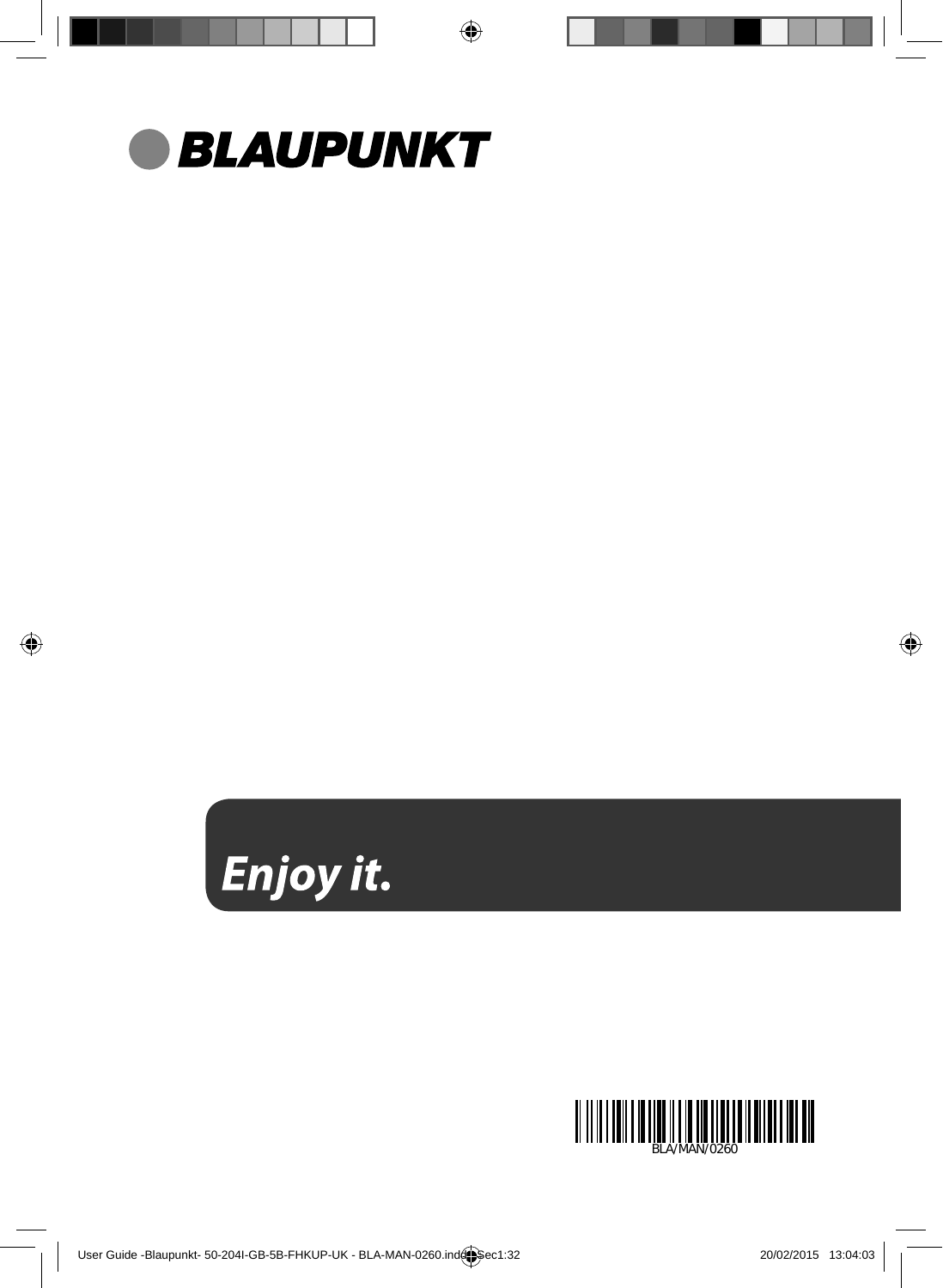BLAUPUNKT

Enjoy it.

BLA/MAN/0260